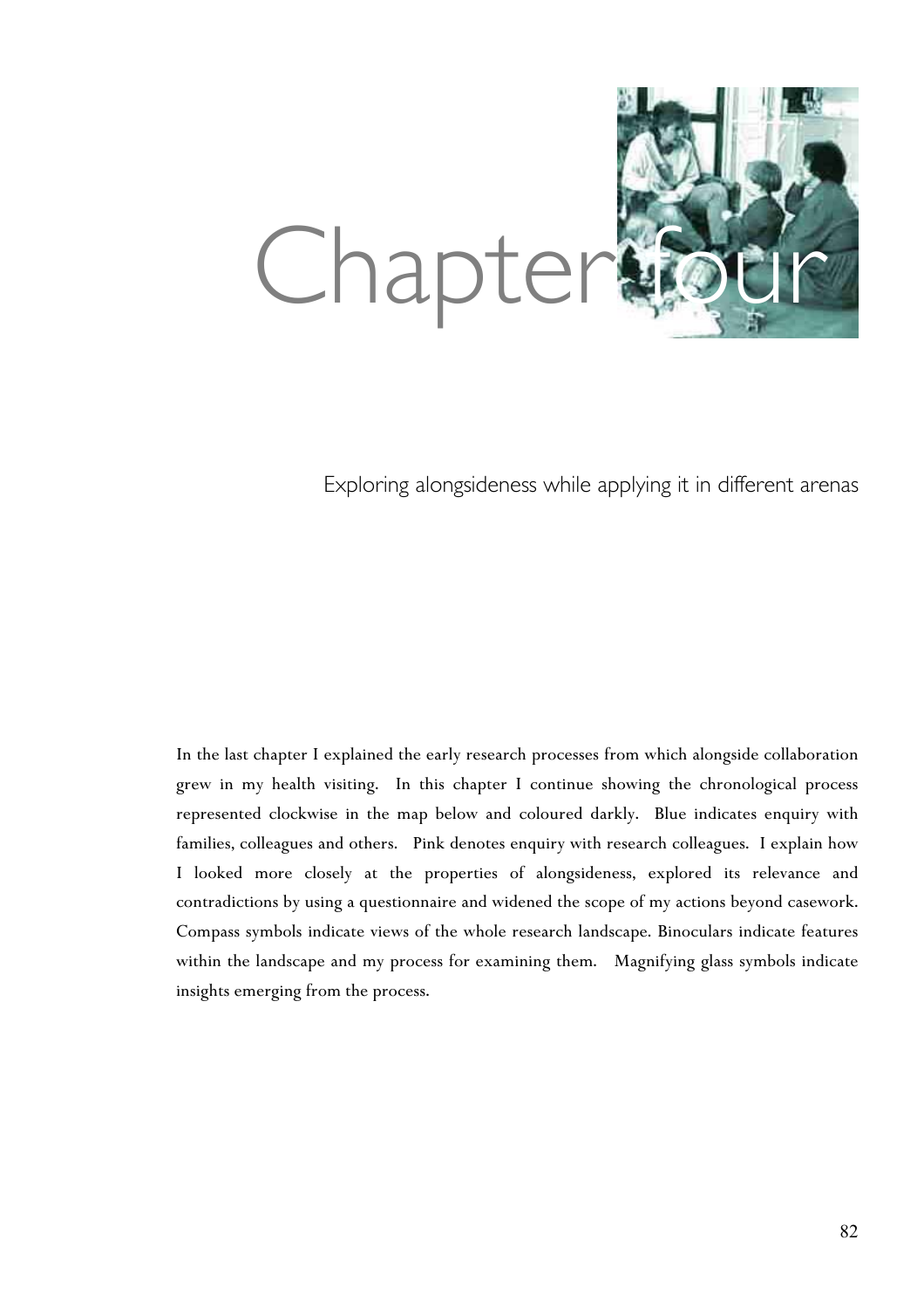# Chapter four

## Exploring alongsideness while applying it in different arenas

In the last chapter I explained the early research processes from which alongside collaboration grew in my health visiting. In this chapter I continue showing the chronological process represented clockwise in the map below and coloured darkly. Blue indicates enquiry with families, colleagues and others. Pink denotes enquiry with research colleagues. I explain how I looked more closely at the properties of alongsideness, explored its relevance and contradictions by using a questionnaire and widened the scope of my actions beyond casework. Compass symbols indicate views of the whole research landscape. Binoculars indicate features within the landscape and my process for examining them. Magnifying glass symbols indicate insights emerging from the process.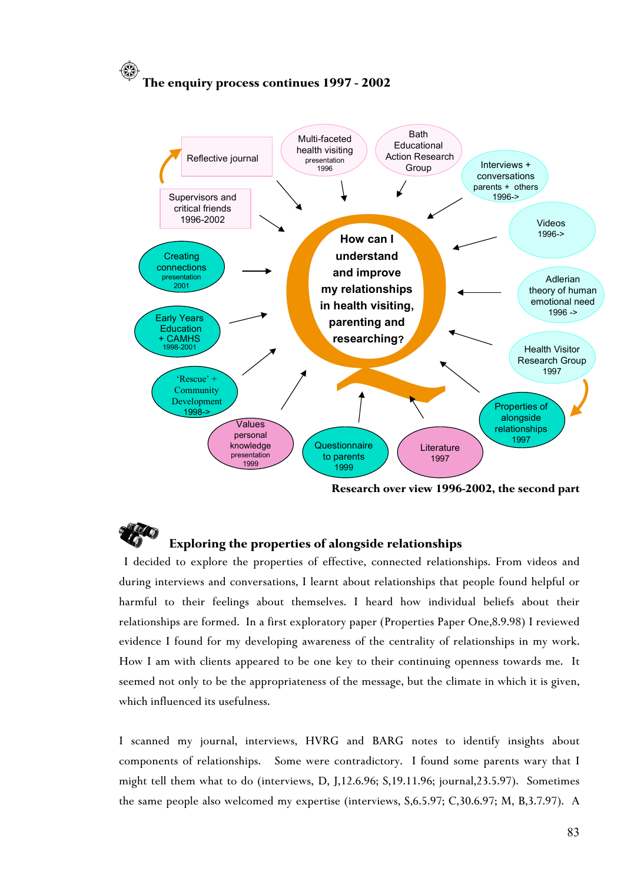## The enquiry process continues 1997 - 2002

How can I understand and improve my relationships in health visiting, parenting and researching?

- Reflective journal
- Supervisors and critical friends 1996-2002
- Multi-faceted health visiting presentation 1996
- Bath Educational Action Research Group
- Interviews + conversations parents + others 1996->
- Videos 1996->
- Adlerian theory of human emotional need 1996 ->
- Health Visitor Research Group 1997
- Properties of alongside relationships 1997
- Literature 1997
- Questionnaire to parents 1999
- Values personal knowledge presentation 1999
- 'Rescue' + Community Development 1998->
- Early Years Education + CAMHS 1998-2001
- Creating connections presentation 2001

**Research over view 1996-2002, the second part**

## Exploring the properties of alongside relationships

I decided to explore the properties of effective, connected relationships. From videos and during interviews and conversations, I learnt about relationships that people found helpful or harmful to their feelings about themselves. I heard how individual beliefs about their relationships are formed. In a first exploratory paper (Properties Paper One,8.9.98) I reviewed evidence I found for my developing awareness of the centrality of relationships in my work. How I am with clients appeared to be one key to their continuing openness towards me. It seemed not only to be the appropriateness of the message, but the climate in which it is given, which influenced its usefulness.

I scanned my journal, interviews, HVRG and BARG notes to identify insights about components of relationships. Some were contradictory. I found some parents wary that I might tell them what to do (interviews, D, J,12.6.96; S,19.11.96; journal,23.5.97). Sometimes the same people also welcomed my expertise (interviews, S,6.5.97; C,30.6.97; M, B,3.7.97). A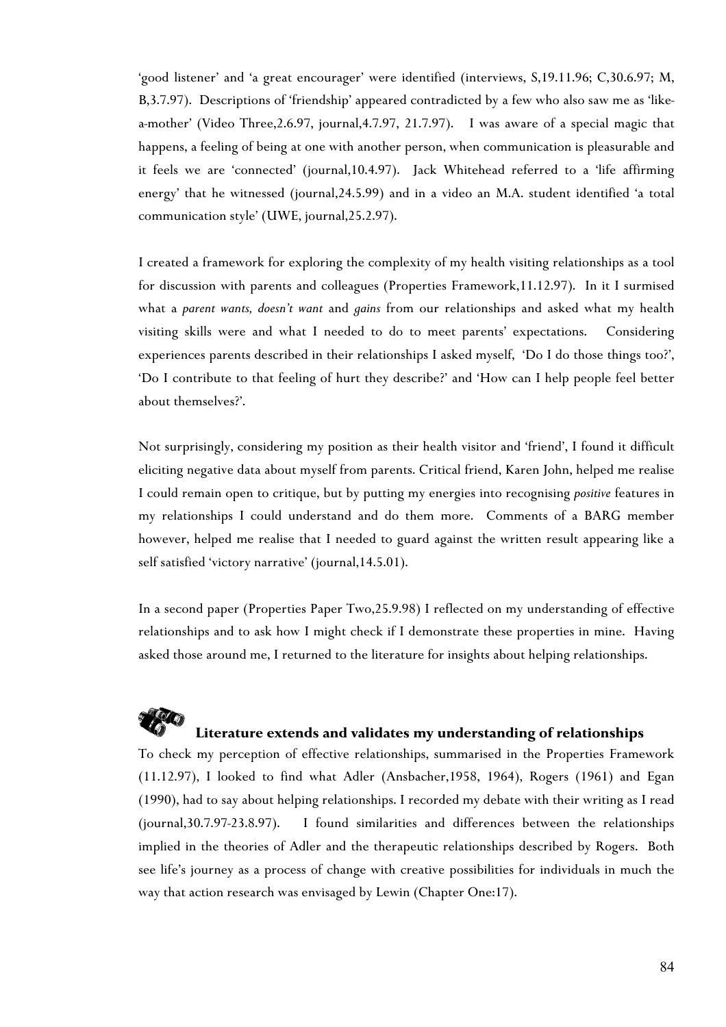'good listener' and 'a great encourager' were identified (interviews, S,19.11.96; C,30.6.97; M, B,3.7.97). Descriptions of 'friendship' appeared contradicted by a few who also saw me as 'like-a-mother' (Video Three,2.6.97, journal,4.7.97, 21.7.97). I was aware of a special magic that happens, a feeling of being at one with another person, when communication is pleasurable and it feels we are 'connected' (journal,10.4.97). Jack Whitehead referred to a 'life affirming energy' that he witnessed (journal,24.5.99) and in a video an M.A. student identified 'a total communication style' (UWE, journal,25.2.97).

I created a framework for exploring the complexity of my health visiting relationships as a tool for discussion with parents and colleagues (Properties Framework,11.12.97). In it I surmised what a *parent wants, doesn't want* and *gains* from our relationships and asked what my health visiting skills were and what I needed to do to meet parents' expectations. Considering experiences parents described in their relationships I asked myself, 'Do I do those things too?', 'Do I contribute to that feeling of hurt they describe?' and 'How can I help people feel better about themselves?'.

Not surprisingly, considering my position as their health visitor and 'friend', I found it difficult eliciting negative data about myself from parents. Critical friend, Karen John, helped me realise I could remain open to critique, but by putting my energies into recognising *positive* features in my relationships I could understand and do them more. Comments of a BARG member however, helped me realise that I needed to guard against the written result appearing like a self satisfied 'victory narrative' (journal,14.5.01).

In a second paper (Properties Paper Two,25.9.98) I reflected on my understanding of effective relationships and to ask how I might check if I demonstrate these properties in mine. Having asked those around me, I returned to the literature for insights about helping relationships.

## Literature extends and validates my understanding of relationships

To check my perception of effective relationships, summarised in the Properties Framework (11.12.97), I looked to find what Adler (Ansbacher,1958, 1964), Rogers (1961) and Egan (1990), had to say about helping relationships. I recorded my debate with their writing as I read (journal,30.7.97-23.8.97). I found similarities and differences between the relationships implied in the theories of Adler and the therapeutic relationships described by Rogers. Both see life's journey as a process of change with creative possibilities for individuals in much the way that action research was envisaged by Lewin (Chapter One:17).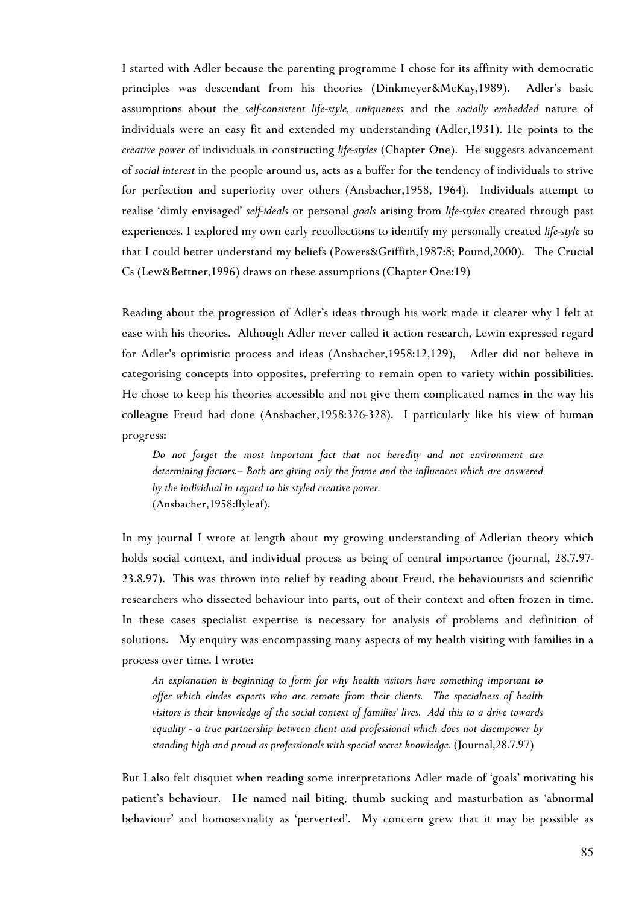I started with Adler because the parenting programme I chose for its affinity with democratic principles was descendant from his theories (Dinkmeyer&McKay,1989). Adler's basic assumptions about the *self-consistent life-style, uniqueness* and the *socially embedded* nature of individuals were an easy fit and extended my understanding (Adler,1931). He points to the *creative power* of individuals in constructing *life-styles* (Chapter One). He suggests advancement of *social interest* in the people around us, acts as a buffer for the tendency of individuals to strive for perfection and superiority over others (Ansbacher,1958, 1964). Individuals attempt to realise 'dimly envisaged' *self-ideals* or personal *goals* arising from *life-styles* created through past experiences. I explored my own early recollections to identify my personally created *life-style* so that I could better understand my beliefs (Powers&Griffith,1987:8; Pound,2000). The Crucial Cs (Lew&Bettner,1996) draws on these assumptions (Chapter One:19)

Reading about the progression of Adler's ideas through his work made it clearer why I felt at ease with his theories. Although Adler never called it action research, Lewin expressed regard for Adler's optimistic process and ideas (Ansbacher,1958:12,129), Adler did not believe in categorising concepts into opposites, preferring to remain open to variety within possibilities. He chose to keep his theories accessible and not give them complicated names in the way his colleague Freud had done (Ansbacher,1958:326-328). I particularly like his view of human progress:

> *Do not forget the most important fact that not heredity and not environment are determining factors.– Both are giving only the frame and the influences which are answered by the individual in regard to his styled creative power.*
> (Ansbacher,1958:flyleaf).

In my journal I wrote at length about my growing understanding of Adlerian theory which holds social context, and individual process as being of central importance (journal, 28.7.97-23.8.97). This was thrown into relief by reading about Freud, the behaviourists and scientific researchers who dissected behaviour into parts, out of their context and often frozen in time. In these cases specialist expertise is necessary for analysis of problems and definition of solutions. My enquiry was encompassing many aspects of my health visiting with families in a process over time. I wrote:

> *An explanation is beginning to form for why health visitors have something important to offer which eludes experts who are remote from their clients. The specialness of health visitors is their knowledge of the social context of families' lives. Add this to a drive towards equality - a true partnership between client and professional which does not disempower by standing high and proud as professionals with special secret knowledge.* (Journal,28.7.97)

But I also felt disquiet when reading some interpretations Adler made of 'goals' motivating his patient's behaviour. He named nail biting, thumb sucking and masturbation as 'abnormal behaviour' and homosexuality as 'perverted'. My concern grew that it may be possible as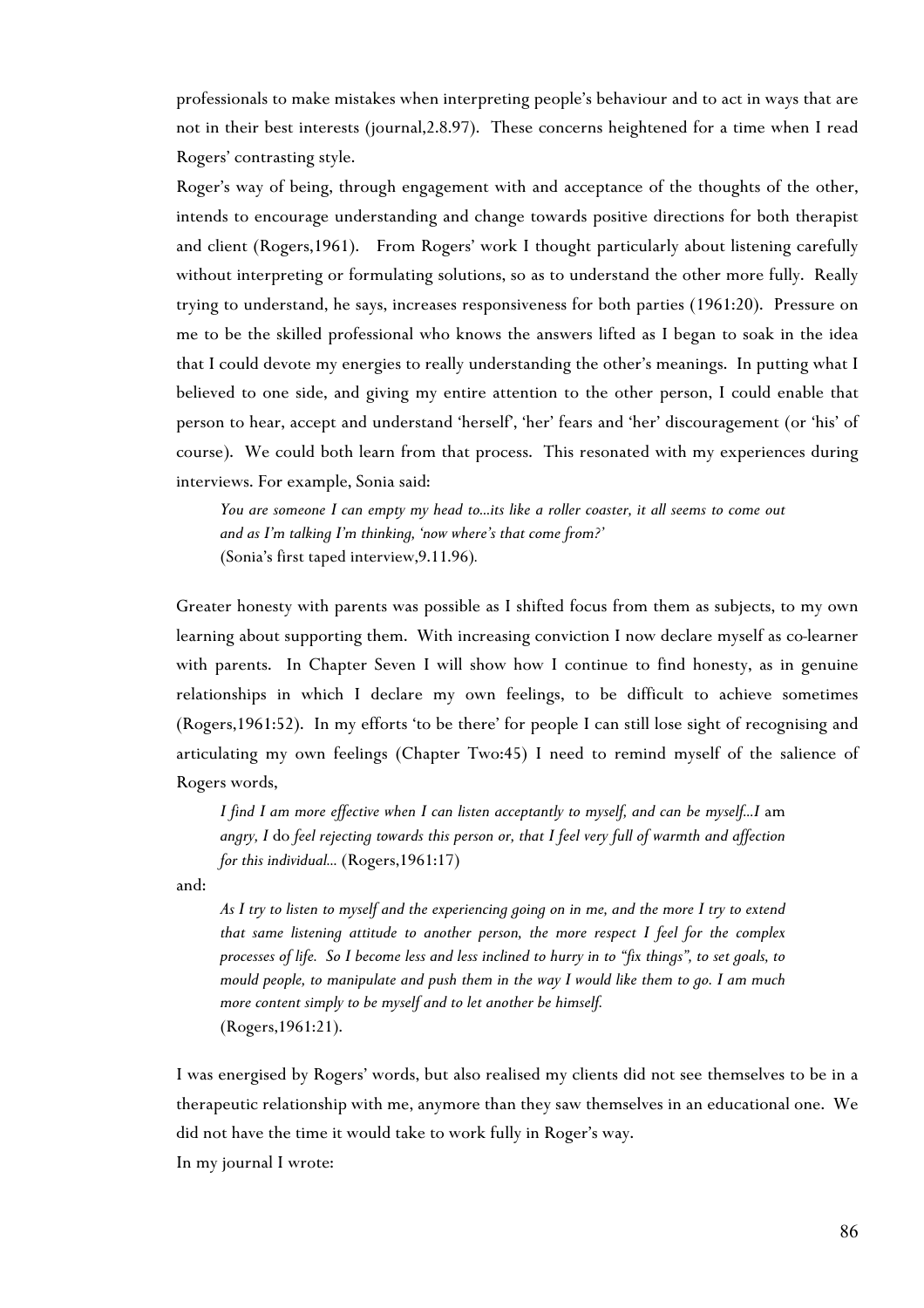professionals to make mistakes when interpreting people's behaviour and to act in ways that are not in their best interests (journal,2.8.97). These concerns heightened for a time when I read Rogers' contrasting style.

Roger's way of being, through engagement with and acceptance of the thoughts of the other, intends to encourage understanding and change towards positive directions for both therapist and client (Rogers,1961). From Rogers' work I thought particularly about listening carefully without interpreting or formulating solutions, so as to understand the other more fully. Really trying to understand, he says, increases responsiveness for both parties (1961:20). Pressure on me to be the skilled professional who knows the answers lifted as I began to soak in the idea that I could devote my energies to really understanding the other's meanings. In putting what I believed to one side, and giving my entire attention to the other person, I could enable that person to hear, accept and understand 'herself', 'her' fears and 'her' discouragement (or 'his' of course). We could both learn from that process. This resonated with my experiences during interviews. For example, Sonia said:

> *You are someone I can empty my head to...its like a roller coaster, it all seems to come out and as I'm talking I'm thinking, 'now where's that come from?'*
> (Sonia's first taped interview,9.11.96).

Greater honesty with parents was possible as I shifted focus from them as subjects, to my own learning about supporting them. With increasing conviction I now declare myself as co-learner with parents. In Chapter Seven I will show how I continue to find honesty, as in genuine relationships in which I declare my own feelings, to be difficult to achieve sometimes (Rogers,1961:52). In my efforts 'to be there' for people I can still lose sight of recognising and articulating my own feelings (Chapter Two:45) I need to remind myself of the salience of Rogers words,

> *I find I am more effective when I can listen acceptantly to myself, and can be myself...I* am *angry, I* do *feel rejecting towards this person or, that I feel very full of warmth and affection for this individual...* (Rogers,1961:17)

and:

> *As I try to listen to myself and the experiencing going on in me, and the more I try to extend that same listening attitude to another person, the more respect I feel for the complex processes of life. So I become less and less inclined to hurry in to "fix things", to set goals, to mould people, to manipulate and push them in the way I would like them to go. I am much more content simply to be myself and to let another be himself.*
> (Rogers,1961:21).

I was energised by Rogers' words, but also realised my clients did not see themselves to be in a therapeutic relationship with me, anymore than they saw themselves in an educational one. We did not have the time it would take to work fully in Roger's way.

In my journal I wrote: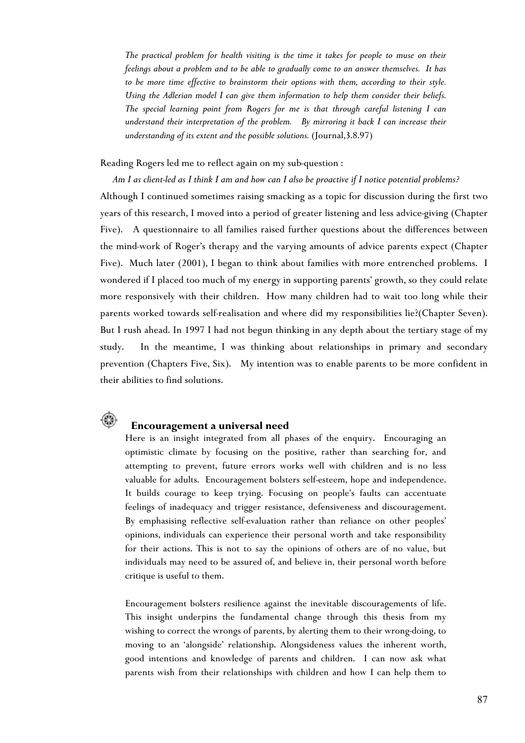*The practical problem for health visiting is the time it takes for people to muse on their feelings about a problem and to be able to gradually come to an answer themselves. It has to be more time effective to brainstorm their options with them, according to their style. Using the Adlerian model I can give them information to help them consider their beliefs. The special learning point from Rogers for me is that through careful listening I can understand their interpretation of the problem. By mirroring it back I can increase their understanding of its extent and the possible solutions.* (Journal,3.8.97)

Reading Rogers led me to reflect again on my sub-question :

*Am I as client-led as I think I am and how can I also be proactive if I notice potential problems?*

Although I continued sometimes raising smacking as a topic for discussion during the first two years of this research, I moved into a period of greater listening and less advice-giving (Chapter Five). A questionnaire to all families raised further questions about the differences between the mind-work of Roger's therapy and the varying amounts of advice parents expect (Chapter Five). Much later (2001), I began to think about families with more entrenched problems. I wondered if I placed too much of my energy in supporting parents' growth, so they could relate more responsively with their children. How many children had to wait too long while their parents worked towards self-realisation and where did my responsibilities lie?(Chapter Seven). But I rush ahead. In 1997 I had not begun thinking in any depth about the tertiary stage of my study. In the meantime, I was thinking about relationships in primary and secondary prevention (Chapters Five, Six). My intention was to enable parents to be more confident in their abilities to find solutions.

### Encouragement a universal need

Here is an insight integrated from all phases of the enquiry. Encouraging an optimistic climate by focusing on the positive, rather than searching for, and attempting to prevent, future errors works well with children and is no less valuable for adults. Encouragement bolsters self-esteem, hope and independence. It builds courage to keep trying. Focusing on people's faults can accentuate feelings of inadequacy and trigger resistance, defensiveness and discouragement. By emphasising reflective self-evaluation rather than reliance on other peoples' opinions, individuals can experience their personal worth and take responsibility for their actions. This is not to say the opinions of others are of no value, but individuals may need to be assured of, and believe in, their personal worth before critique is useful to them.

Encouragement bolsters resilience against the inevitable discouragements of life. This insight underpins the fundamental change through this thesis from my wishing to correct the wrongs of parents, by alerting them to their wrong-doing, to moving to an 'alongside' relationship. Alongsideness values the inherent worth, good intentions and knowledge of parents and children. I can now ask what parents wish from their relationships with children and how I can help them to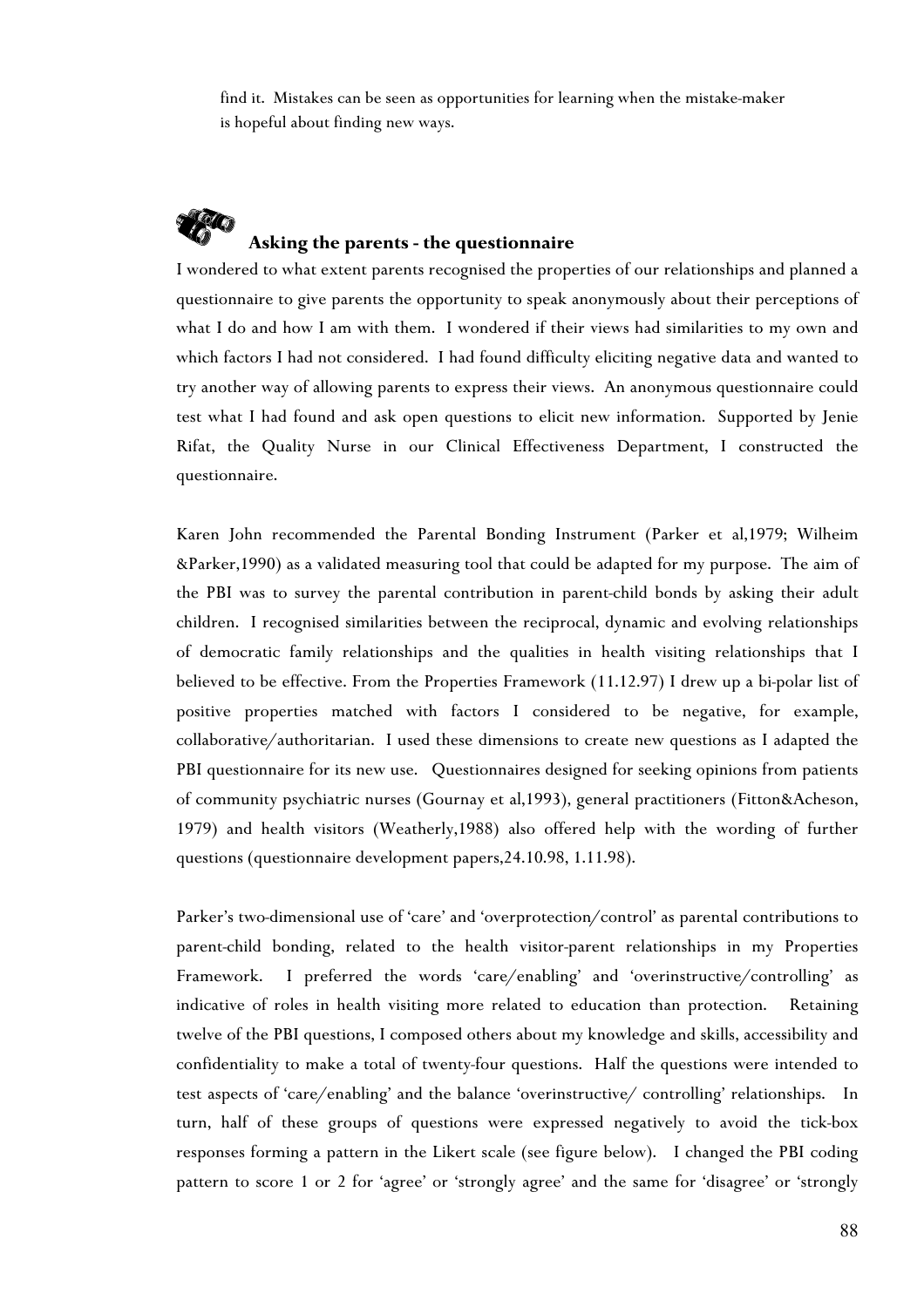find it. Mistakes can be seen as opportunities for learning when the mistake-maker is hopeful about finding new ways.

### Asking the parents - the questionnaire

I wondered to what extent parents recognised the properties of our relationships and planned a questionnaire to give parents the opportunity to speak anonymously about their perceptions of what I do and how I am with them. I wondered if their views had similarities to my own and which factors I had not considered. I had found difficulty eliciting negative data and wanted to try another way of allowing parents to express their views. An anonymous questionnaire could test what I had found and ask open questions to elicit new information. Supported by Jenie Rifat, the Quality Nurse in our Clinical Effectiveness Department, I constructed the questionnaire.

Karen John recommended the Parental Bonding Instrument (Parker et al,1979; Wilheim &Parker,1990) as a validated measuring tool that could be adapted for my purpose. The aim of the PBI was to survey the parental contribution in parent-child bonds by asking their adult children. I recognised similarities between the reciprocal, dynamic and evolving relationships of democratic family relationships and the qualities in health visiting relationships that I believed to be effective. From the Properties Framework (11.12.97) I drew up a bi-polar list of positive properties matched with factors I considered to be negative, for example, collaborative/authoritarian. I used these dimensions to create new questions as I adapted the PBI questionnaire for its new use. Questionnaires designed for seeking opinions from patients of community psychiatric nurses (Gournay et al,1993), general practitioners (Fitton&Acheson, 1979) and health visitors (Weatherly,1988) also offered help with the wording of further questions (questionnaire development papers,24.10.98, 1.11.98).

Parker's two-dimensional use of 'care' and 'overprotection/control' as parental contributions to parent-child bonding, related to the health visitor-parent relationships in my Properties Framework. I preferred the words 'care/enabling' and 'overinstructive/controlling' as indicative of roles in health visiting more related to education than protection. Retaining twelve of the PBI questions, I composed others about my knowledge and skills, accessibility and confidentiality to make a total of twenty-four questions. Half the questions were intended to test aspects of 'care/enabling' and the balance 'overinstructive/ controlling' relationships. In turn, half of these groups of questions were expressed negatively to avoid the tick-box responses forming a pattern in the Likert scale (see figure below). I changed the PBI coding pattern to score 1 or 2 for 'agree' or 'strongly agree' and the same for 'disagree' or 'strongly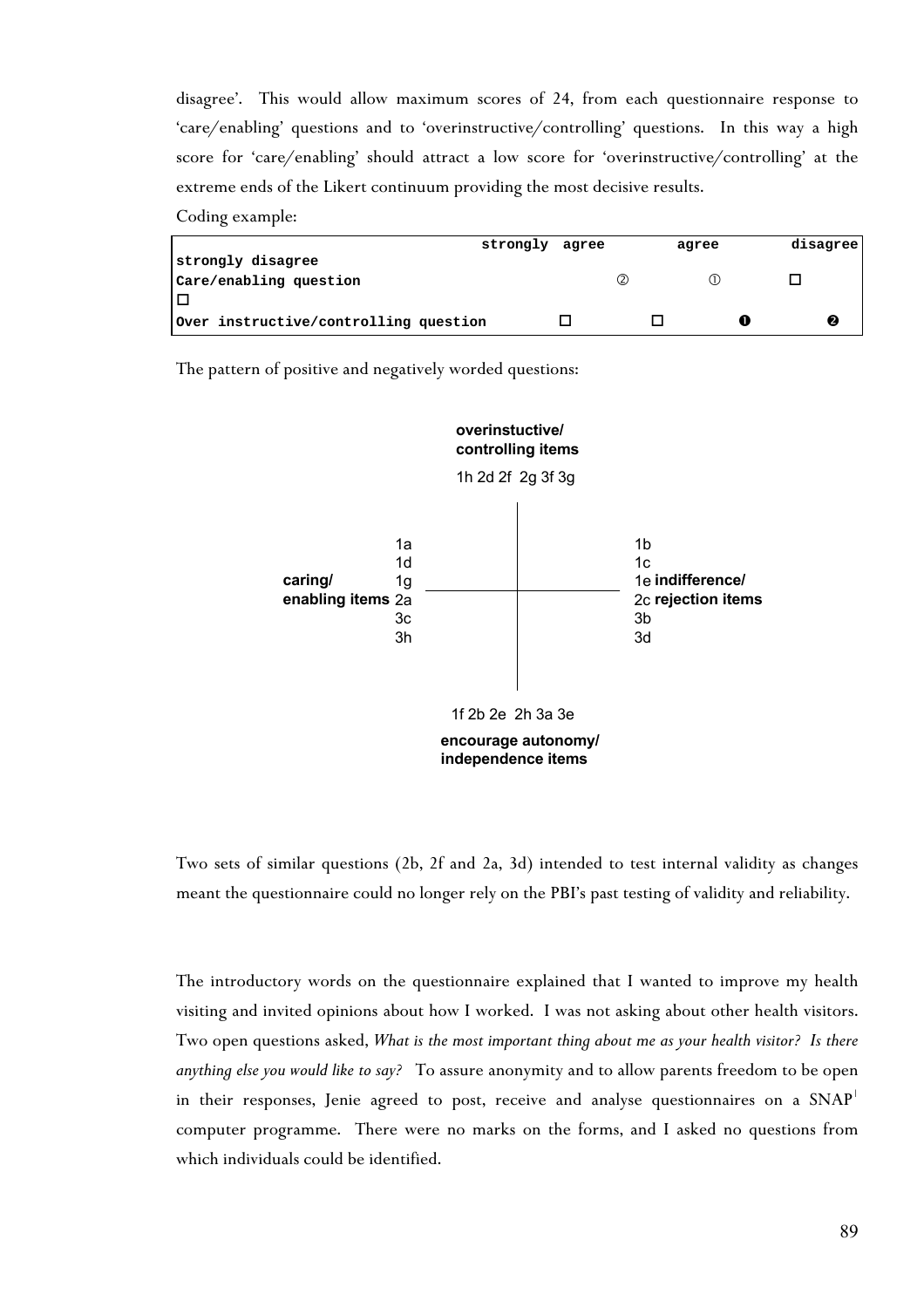disagree'. This would allow maximum scores of 24, from each questionnaire response to 'care/enabling' questions and to 'overinstructive/controlling' questions. In this way a high score for 'care/enabling' should attract a low score for 'overinstructive/controlling' at the extreme ends of the Likert continuum providing the most decisive results.

Coding example:

| | strongly agree | agree | disagree | strongly disagree |
|---|---|---|---|---|
| Care/enabling question | ② | ① | ☐ | ☐ |
| Over instructive/controlling question | ☐ | ☐ | ❶ | ❷ |

The pattern of positive and negatively worded questions:

**overinstuctive/ controlling items**

1h 2d 2f 2g 3f 3g

**caring/ enabling items** 1a 1d 1g 2a 3c 3h

1b 1c 1e 2c 3b 3d **indifference/ rejection items**

1f 2b 2e 2h 3a 3e

**encourage autonomy/ independence items**

Two sets of similar questions (2b, 2f and 2a, 3d) intended to test internal validity as changes meant the questionnaire could no longer rely on the PBI's past testing of validity and reliability.

The introductory words on the questionnaire explained that I wanted to improve my health visiting and invited opinions about how I worked. I was not asking about other health visitors. Two open questions asked, *What is the most important thing about me as your health visitor? Is there anything else you would like to say?* To assure anonymity and to allow parents freedom to be open in their responses, Jenie agreed to post, receive and analyse questionnaires on a SNAP[1] computer programme. There were no marks on the forms, and I asked no questions from which individuals could be identified.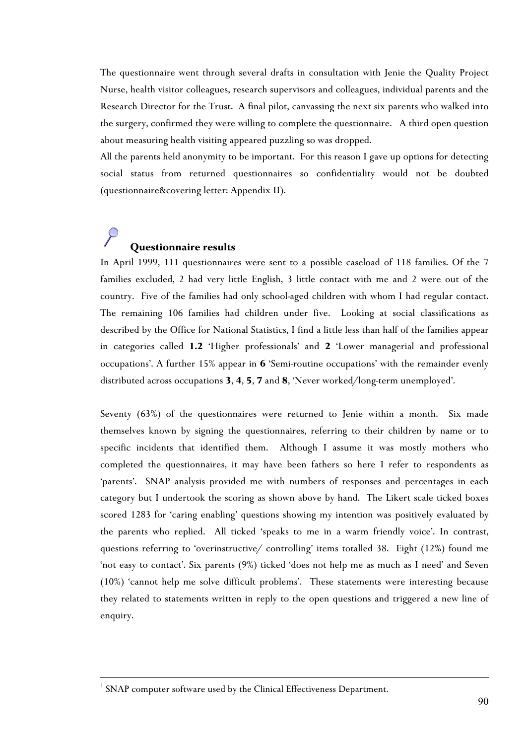The questionnaire went through several drafts in consultation with Jenie the Quality Project Nurse, health visitor colleagues, research supervisors and colleagues, individual parents and the Research Director for the Trust. A final pilot, canvassing the next six parents who walked into the surgery, confirmed they were willing to complete the questionnaire. A third open question about measuring health visiting appeared puzzling so was dropped.

All the parents held anonymity to be important. For this reason I gave up options for detecting social status from returned questionnaires so confidentiality would not be doubted (questionnaire&covering letter: Appendix II).

## Questionnaire results

In April 1999, 111 questionnaires were sent to a possible caseload of 118 families. Of the 7 families excluded, 2 had very little English, 3 little contact with me and 2 were out of the country. Five of the families had only school-aged children with whom I had regular contact. The remaining 106 families had children under five. Looking at social classifications as described by the Office for National Statistics, I find a little less than half of the families appear in categories called **1.2** 'Higher professionals' and **2** 'Lower managerial and professional occupations'. A further 15% appear in **6** 'Semi-routine occupations' with the remainder evenly distributed across occupations **3**, **4**, **5**, **7** and **8**, 'Never worked/long-term unemployed'.

Seventy (63%) of the questionnaires were returned to Jenie within a month. Six made themselves known by signing the questionnaires, referring to their children by name or to specific incidents that identified them. Although I assume it was mostly mothers who completed the questionnaires, it may have been fathers so here I refer to respondents as 'parents'. SNAP analysis provided me with numbers of responses and percentages in each category but I undertook the scoring as shown above by hand. The Likert scale ticked boxes scored 1283 for 'caring enabling' questions showing my intention was positively evaluated by the parents who replied. All ticked 'speaks to me in a warm friendly voice'. In contrast, questions referring to 'overinstructive/ controlling' items totalled 38. Eight (12%) found me 'not easy to contact'. Six parents (9%) ticked 'does not help me as much as I need' and Seven (10%) 'cannot help me solve difficult problems'. These statements were interesting because they related to statements written in reply to the open questions and triggered a new line of enquiry.

---

[1] SNAP computer software used by the Clinical Effectiveness Department.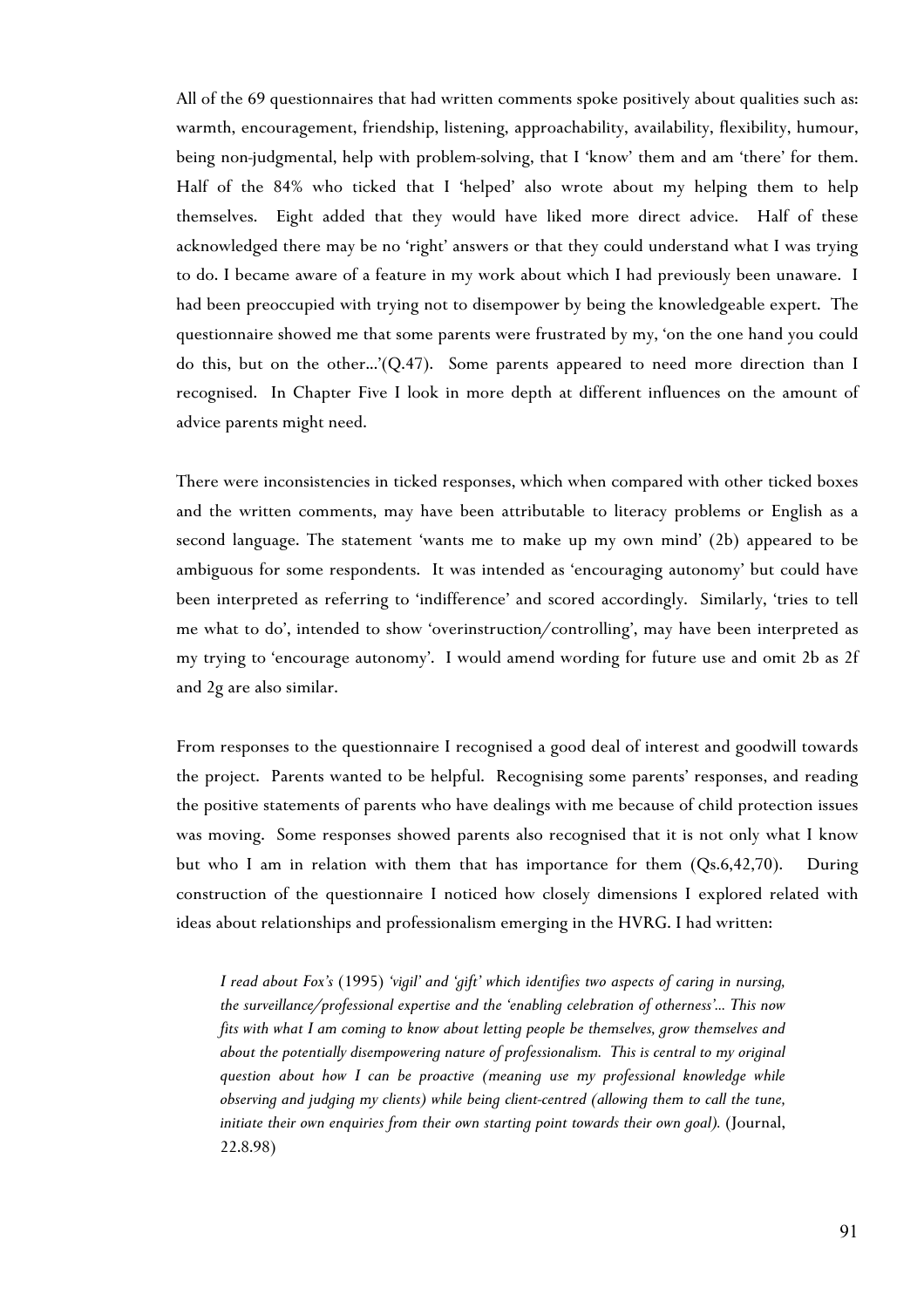All of the 69 questionnaires that had written comments spoke positively about qualities such as: warmth, encouragement, friendship, listening, approachability, availability, flexibility, humour, being non-judgmental, help with problem-solving, that I 'know' them and am 'there' for them. Half of the 84% who ticked that I 'helped' also wrote about my helping them to help themselves. Eight added that they would have liked more direct advice. Half of these acknowledged there may be no 'right' answers or that they could understand what I was trying to do. I became aware of a feature in my work about which I had previously been unaware. I had been preoccupied with trying not to disempower by being the knowledgeable expert. The questionnaire showed me that some parents were frustrated by my, 'on the one hand you could do this, but on the other...'(Q.47). Some parents appeared to need more direction than I recognised. In Chapter Five I look in more depth at different influences on the amount of advice parents might need.

There were inconsistencies in ticked responses, which when compared with other ticked boxes and the written comments, may have been attributable to literacy problems or English as a second language. The statement 'wants me to make up my own mind' (2b) appeared to be ambiguous for some respondents. It was intended as 'encouraging autonomy' but could have been interpreted as referring to 'indifference' and scored accordingly. Similarly, 'tries to tell me what to do', intended to show 'overinstruction/controlling', may have been interpreted as my trying to 'encourage autonomy'. I would amend wording for future use and omit 2b as 2f and 2g are also similar.

From responses to the questionnaire I recognised a good deal of interest and goodwill towards the project. Parents wanted to be helpful. Recognising some parents' responses, and reading the positive statements of parents who have dealings with me because of child protection issues was moving. Some responses showed parents also recognised that it is not only what I know but who I am in relation with them that has importance for them (Qs.6,42,70). During construction of the questionnaire I noticed how closely dimensions I explored related with ideas about relationships and professionalism emerging in the HVRG. I had written:

> *I read about Fox's* (1995) *'vigil' and 'gift' which identifies two aspects of caring in nursing, the surveillance/professional expertise and the 'enabling celebration of otherness'... This now fits with what I am coming to know about letting people be themselves, grow themselves and about the potentially disempowering nature of professionalism. This is central to my original question about how I can be proactive (meaning use my professional knowledge while observing and judging my clients) while being client-centred (allowing them to call the tune, initiate their own enquiries from their own starting point towards their own goal).* (Journal, 22.8.98)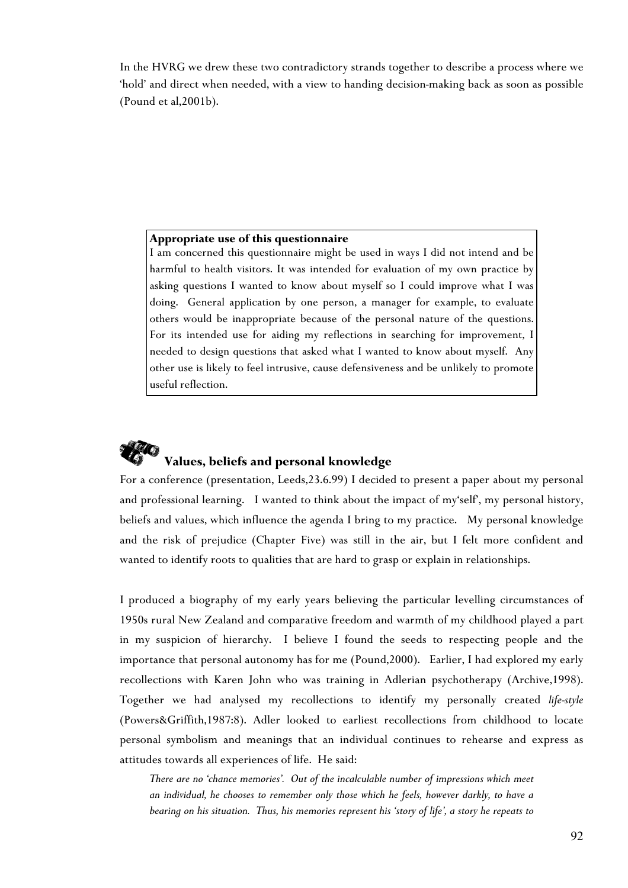In the HVRG we drew these two contradictory strands together to describe a process where we 'hold' and direct when needed, with a view to handing decision-making back as soon as possible (Pound et al,2001b).

> **Appropriate use of this questionnaire**
> I am concerned this questionnaire might be used in ways I did not intend and be harmful to health visitors. It was intended for evaluation of my own practice by asking questions I wanted to know about myself so I could improve what I was doing. General application by one person, a manager for example, to evaluate others would be inappropriate because of the personal nature of the questions. For its intended use for aiding my reflections in searching for improvement, I needed to design questions that asked what I wanted to know about myself. Any other use is likely to feel intrusive, cause defensiveness and be unlikely to promote useful reflection.

## Values, beliefs and personal knowledge

For a conference (presentation, Leeds,23.6.99) I decided to present a paper about my personal and professional learning. I wanted to think about the impact of my'self', my personal history, beliefs and values, which influence the agenda I bring to my practice. My personal knowledge and the risk of prejudice (Chapter Five) was still in the air, but I felt more confident and wanted to identify roots to qualities that are hard to grasp or explain in relationships.

I produced a biography of my early years believing the particular levelling circumstances of 1950s rural New Zealand and comparative freedom and warmth of my childhood played a part in my suspicion of hierarchy. I believe I found the seeds to respecting people and the importance that personal autonomy has for me (Pound,2000). Earlier, I had explored my early recollections with Karen John who was training in Adlerian psychotherapy (Archive,1998). Together we had analysed my recollections to identify my personally created *life-style* (Powers&Griffith,1987:8). Adler looked to earliest recollections from childhood to locate personal symbolism and meanings that an individual continues to rehearse and express as attitudes towards all experiences of life. He said:

> *There are no 'chance memories'. Out of the incalculable number of impressions which meet an individual, he chooses to remember only those which he feels, however darkly, to have a bearing on his situation. Thus, his memories represent his 'story of life', a story he repeats to*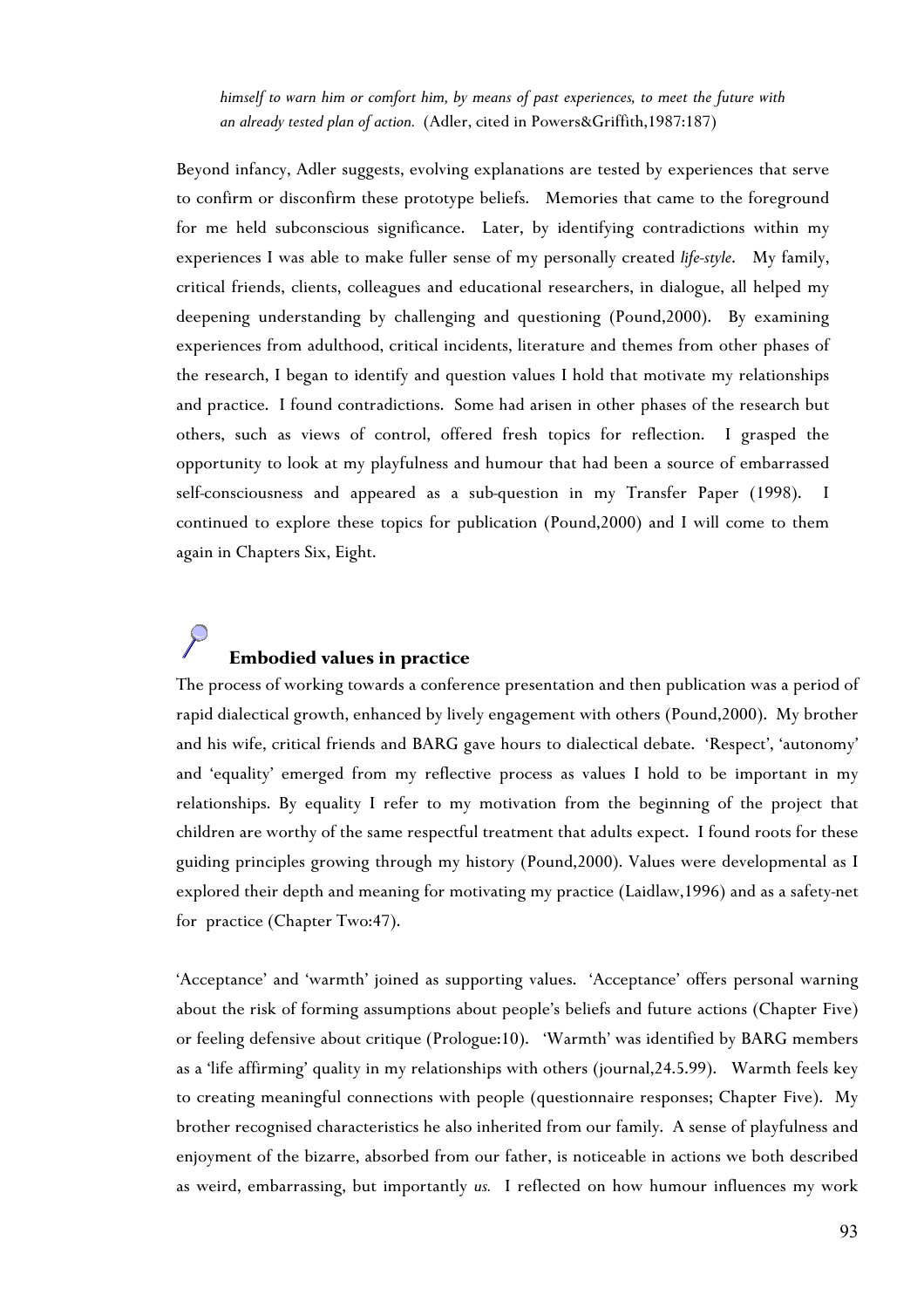*himself to warn him or comfort him, by means of past experiences, to meet the future with an already tested plan of action.* (Adler, cited in Powers&Griffith,1987:187)

Beyond infancy, Adler suggests, evolving explanations are tested by experiences that serve to confirm or disconfirm these prototype beliefs. Memories that came to the foreground for me held subconscious significance. Later, by identifying contradictions within my experiences I was able to make fuller sense of my personally created *life-style*. My family, critical friends, clients, colleagues and educational researchers, in dialogue, all helped my deepening understanding by challenging and questioning (Pound,2000). By examining experiences from adulthood, critical incidents, literature and themes from other phases of the research, I began to identify and question values I hold that motivate my relationships and practice. I found contradictions. Some had arisen in other phases of the research but others, such as views of control, offered fresh topics for reflection. I grasped the opportunity to look at my playfulness and humour that had been a source of embarrassed self-consciousness and appeared as a sub-question in my Transfer Paper (1998). I continued to explore these topics for publication (Pound,2000) and I will come to them again in Chapters Six, Eight.

## Embodied values in practice

The process of working towards a conference presentation and then publication was a period of rapid dialectical growth, enhanced by lively engagement with others (Pound,2000). My brother and his wife, critical friends and BARG gave hours to dialectical debate. 'Respect', 'autonomy' and 'equality' emerged from my reflective process as values I hold to be important in my relationships. By equality I refer to my motivation from the beginning of the project that children are worthy of the same respectful treatment that adults expect. I found roots for these guiding principles growing through my history (Pound,2000). Values were developmental as I explored their depth and meaning for motivating my practice (Laidlaw,1996) and as a safety-net for practice (Chapter Two:47).

'Acceptance' and 'warmth' joined as supporting values. 'Acceptance' offers personal warning about the risk of forming assumptions about people's beliefs and future actions (Chapter Five) or feeling defensive about critique (Prologue:10). 'Warmth' was identified by BARG members as a 'life affirming' quality in my relationships with others (journal,24.5.99). Warmth feels key to creating meaningful connections with people (questionnaire responses; Chapter Five). My brother recognised characteristics he also inherited from our family. A sense of playfulness and enjoyment of the bizarre, absorbed from our father, is noticeable in actions we both described as weird, embarrassing, but importantly *us.* I reflected on how humour influences my work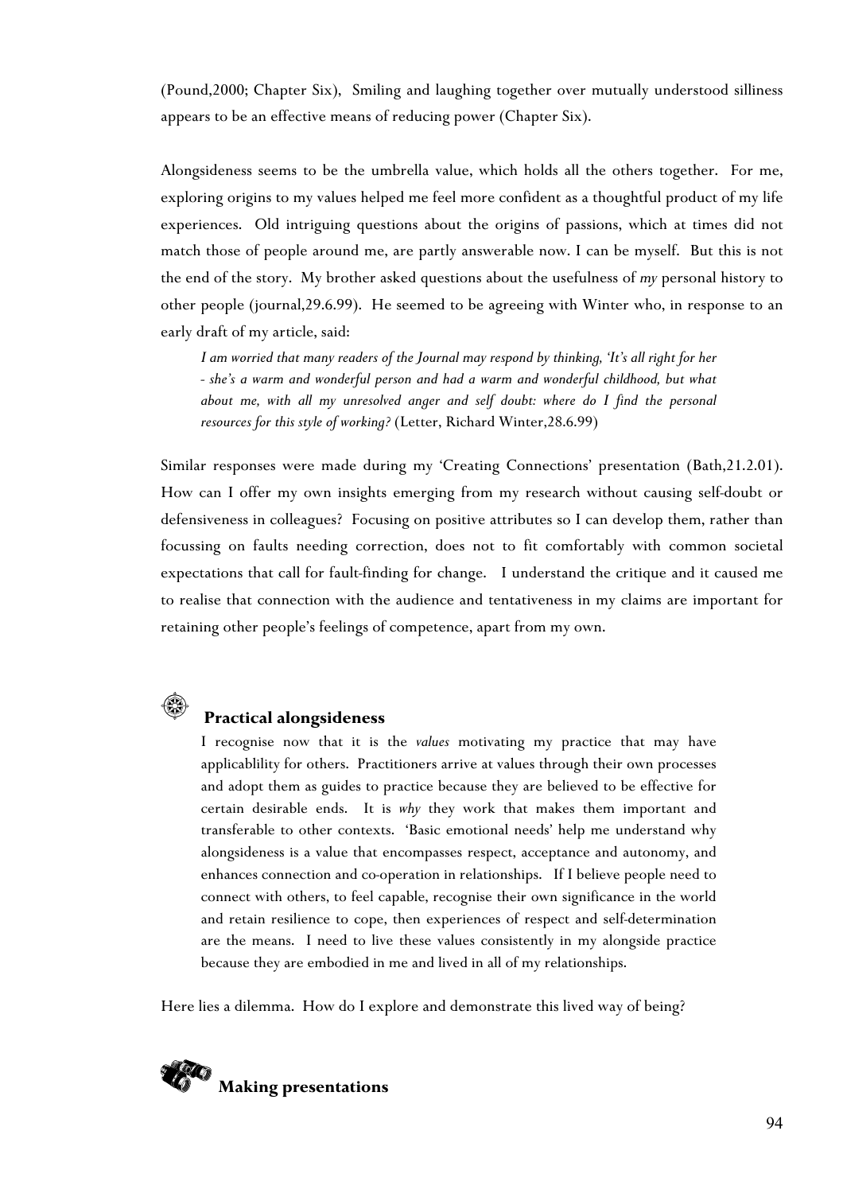(Pound,2000; Chapter Six), Smiling and laughing together over mutually understood silliness appears to be an effective means of reducing power (Chapter Six).

Alongsideness seems to be the umbrella value, which holds all the others together. For me, exploring origins to my values helped me feel more confident as a thoughtful product of my life experiences. Old intriguing questions about the origins of passions, which at times did not match those of people around me, are partly answerable now. I can be myself. But this is not the end of the story. My brother asked questions about the usefulness of *my* personal history to other people (journal,29.6.99). He seemed to be agreeing with Winter who, in response to an early draft of my article, said:

> *I am worried that many readers of the Journal may respond by thinking, 'It's all right for her - she's a warm and wonderful person and had a warm and wonderful childhood, but what about me, with all my unresolved anger and self doubt: where do I find the personal resources for this style of working?* (Letter, Richard Winter,28.6.99)

Similar responses were made during my 'Creating Connections' presentation (Bath,21.2.01). How can I offer my own insights emerging from my research without causing self-doubt or defensiveness in colleagues? Focusing on positive attributes so I can develop them, rather than focussing on faults needing correction, does not to fit comfortably with common societal expectations that call for fault-finding for change. I understand the critique and it caused me to realise that connection with the audience and tentativeness in my claims are important for retaining other people's feelings of competence, apart from my own.

### Practical alongsideness

> I recognise now that it is the *values* motivating my practice that may have applicablility for others. Practitioners arrive at values through their own processes and adopt them as guides to practice because they are believed to be effective for certain desirable ends. It is *why* they work that makes them important and transferable to other contexts. 'Basic emotional needs' help me understand why alongsideness is a value that encompasses respect, acceptance and autonomy, and enhances connection and co-operation in relationships. If I believe people need to connect with others, to feel capable, recognise their own significance in the world and retain resilience to cope, then experiences of respect and self-determination are the means. I need to live these values consistently in my alongside practice because they are embodied in me and lived in all of my relationships.

Here lies a dilemma. How do I explore and demonstrate this lived way of being?

### Making presentations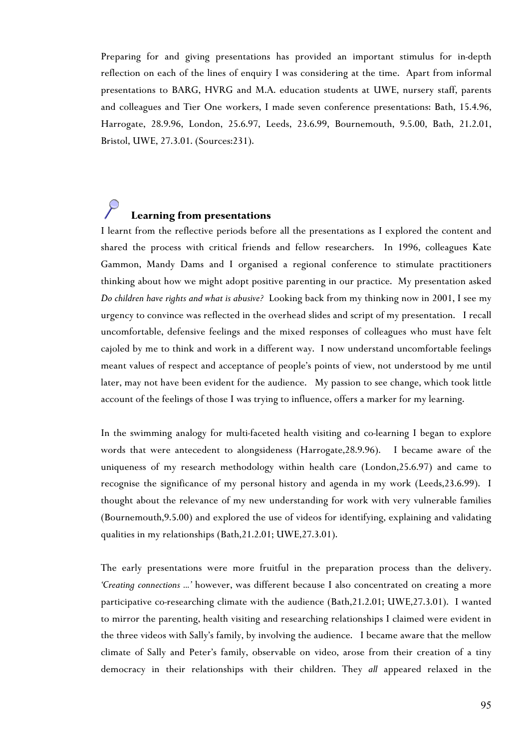Preparing for and giving presentations has provided an important stimulus for in-depth reflection on each of the lines of enquiry I was considering at the time. Apart from informal presentations to BARG, HVRG and M.A. education students at UWE, nursery staff, parents and colleagues and Tier One workers, I made seven conference presentations: Bath, 15.4.96, Harrogate, 28.9.96, London, 25.6.97, Leeds, 23.6.99, Bournemouth, 9.5.00, Bath, 21.2.01, Bristol, UWE, 27.3.01. (Sources:231).

### Learning from presentations

I learnt from the reflective periods before all the presentations as I explored the content and shared the process with critical friends and fellow researchers. In 1996, colleagues Kate Gammon, Mandy Dams and I organised a regional conference to stimulate practitioners thinking about how we might adopt positive parenting in our practice. My presentation asked *Do children have rights and what is abusive?* Looking back from my thinking now in 2001, I see my urgency to convince was reflected in the overhead slides and script of my presentation. I recall uncomfortable, defensive feelings and the mixed responses of colleagues who must have felt cajoled by me to think and work in a different way. I now understand uncomfortable feelings meant values of respect and acceptance of people's points of view, not understood by me until later, may not have been evident for the audience. My passion to see change, which took little account of the feelings of those I was trying to influence, offers a marker for my learning.

In the swimming analogy for multi-faceted health visiting and co-learning I began to explore words that were antecedent to alongsideness (Harrogate,28.9.96). I became aware of the uniqueness of my research methodology within health care (London,25.6.97) and came to recognise the significance of my personal history and agenda in my work (Leeds,23.6.99). I thought about the relevance of my new understanding for work with very vulnerable families (Bournemouth,9.5.00) and explored the use of videos for identifying, explaining and validating qualities in my relationships (Bath,21.2.01; UWE,27.3.01).

The early presentations were more fruitful in the preparation process than the delivery. *'Creating connections ...'* however, was different because I also concentrated on creating a more participative co-researching climate with the audience (Bath,21.2.01; UWE,27.3.01). I wanted to mirror the parenting, health visiting and researching relationships I claimed were evident in the three videos with Sally's family, by involving the audience. I became aware that the mellow climate of Sally and Peter's family, observable on video, arose from their creation of a tiny democracy in their relationships with their children. They *all* appeared relaxed in the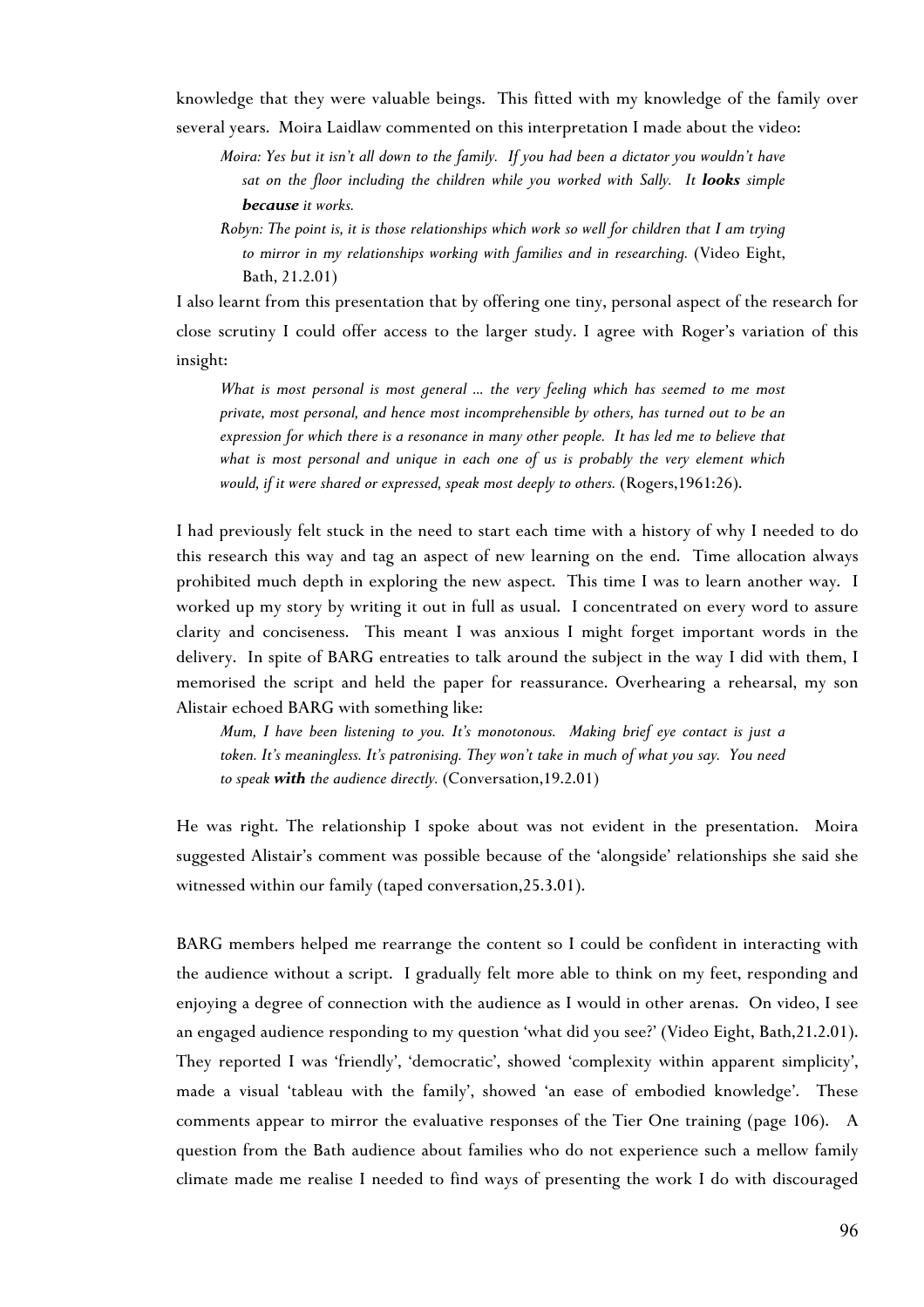knowledge that they were valuable beings. This fitted with my knowledge of the family over several years. Moira Laidlaw commented on this interpretation I made about the video:

> *Moira: Yes but it isn't all down to the family. If you had been a dictator you wouldn't have sat on the floor including the children while you worked with Sally. It* ***looks*** *simple* ***because*** *it works.*
>
> *Robyn: The point is, it is those relationships which work so well for children that I am trying to mirror in my relationships working with families and in researching.* (Video Eight, Bath, 21.2.01)

I also learnt from this presentation that by offering one tiny, personal aspect of the research for close scrutiny I could offer access to the larger study. I agree with Roger's variation of this insight:

> *What is most personal is most general ... the very feeling which has seemed to me most private, most personal, and hence most incomprehensible by others, has turned out to be an expression for which there is a resonance in many other people. It has led me to believe that what is most personal and unique in each one of us is probably the very element which would, if it were shared or expressed, speak most deeply to others.* (Rogers,1961:26).

I had previously felt stuck in the need to start each time with a history of why I needed to do this research this way and tag an aspect of new learning on the end. Time allocation always prohibited much depth in exploring the new aspect. This time I was to learn another way. I worked up my story by writing it out in full as usual. I concentrated on every word to assure clarity and conciseness. This meant I was anxious I might forget important words in the delivery. In spite of BARG entreaties to talk around the subject in the way I did with them, I memorised the script and held the paper for reassurance. Overhearing a rehearsal, my son Alistair echoed BARG with something like:

> *Mum, I have been listening to you. It's monotonous. Making brief eye contact is just a token. It's meaningless. It's patronising. They won't take in much of what you say. You need to speak* ***with*** *the audience directly.* (Conversation,19.2.01)

He was right. The relationship I spoke about was not evident in the presentation. Moira suggested Alistair's comment was possible because of the 'alongside' relationships she said she witnessed within our family (taped conversation,25.3.01).

BARG members helped me rearrange the content so I could be confident in interacting with the audience without a script. I gradually felt more able to think on my feet, responding and enjoying a degree of connection with the audience as I would in other arenas. On video, I see an engaged audience responding to my question 'what did you see?' (Video Eight, Bath,21.2.01). They reported I was 'friendly', 'democratic', showed 'complexity within apparent simplicity', made a visual 'tableau with the family', showed 'an ease of embodied knowledge'. These comments appear to mirror the evaluative responses of the Tier One training (page 106). A question from the Bath audience about families who do not experience such a mellow family climate made me realise I needed to find ways of presenting the work I do with discouraged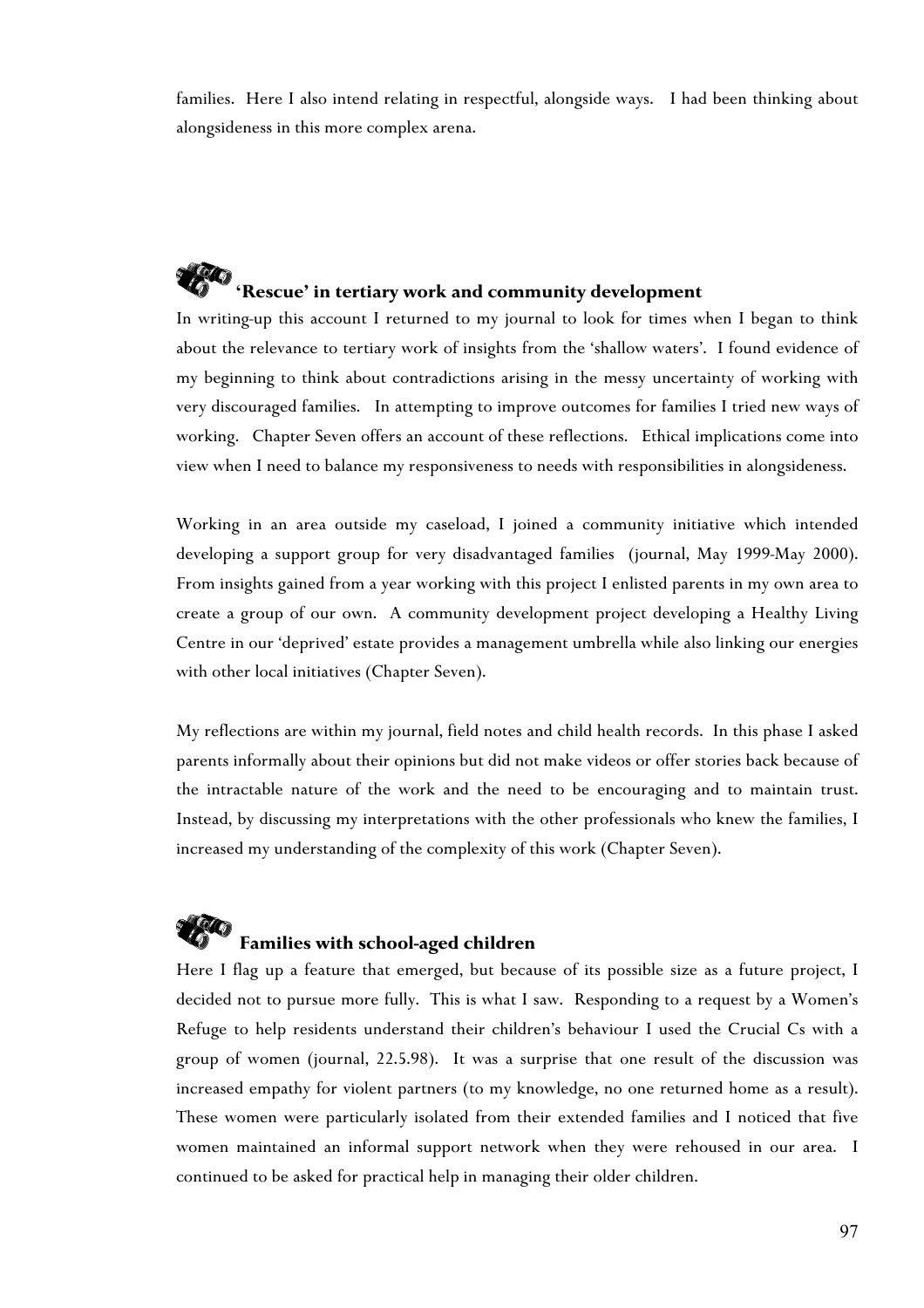families. Here I also intend relating in respectful, alongside ways. I had been thinking about alongsideness in this more complex arena.

## 'Rescue' in tertiary work and community development

In writing-up this account I returned to my journal to look for times when I began to think about the relevance to tertiary work of insights from the 'shallow waters'. I found evidence of my beginning to think about contradictions arising in the messy uncertainty of working with very discouraged families. In attempting to improve outcomes for families I tried new ways of working. Chapter Seven offers an account of these reflections. Ethical implications come into view when I need to balance my responsiveness to needs with responsibilities in alongsideness.

Working in an area outside my caseload, I joined a community initiative which intended developing a support group for very disadvantaged families (journal, May 1999-May 2000). From insights gained from a year working with this project I enlisted parents in my own area to create a group of our own. A community development project developing a Healthy Living Centre in our 'deprived' estate provides a management umbrella while also linking our energies with other local initiatives (Chapter Seven).

My reflections are within my journal, field notes and child health records. In this phase I asked parents informally about their opinions but did not make videos or offer stories back because of the intractable nature of the work and the need to be encouraging and to maintain trust. Instead, by discussing my interpretations with the other professionals who knew the families, I increased my understanding of the complexity of this work (Chapter Seven).

## Families with school-aged children

Here I flag up a feature that emerged, but because of its possible size as a future project, I decided not to pursue more fully. This is what I saw. Responding to a request by a Women's Refuge to help residents understand their children's behaviour I used the Crucial Cs with a group of women (journal, 22.5.98). It was a surprise that one result of the discussion was increased empathy for violent partners (to my knowledge, no one returned home as a result). These women were particularly isolated from their extended families and I noticed that five women maintained an informal support network when they were rehoused in our area. I continued to be asked for practical help in managing their older children.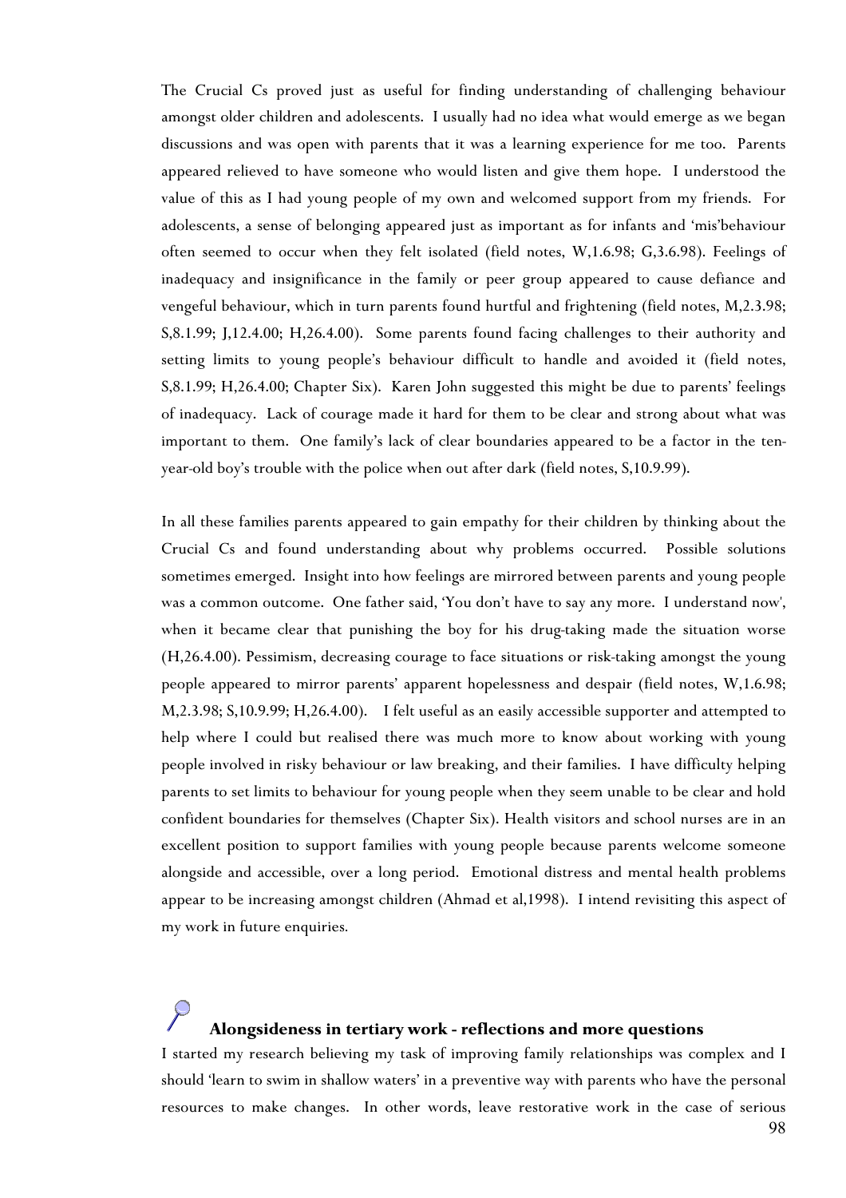The Crucial Cs proved just as useful for finding understanding of challenging behaviour amongst older children and adolescents. I usually had no idea what would emerge as we began discussions and was open with parents that it was a learning experience for me too. Parents appeared relieved to have someone who would listen and give them hope. I understood the value of this as I had young people of my own and welcomed support from my friends. For adolescents, a sense of belonging appeared just as important as for infants and 'mis'behaviour often seemed to occur when they felt isolated (field notes, W,1.6.98; G,3.6.98). Feelings of inadequacy and insignificance in the family or peer group appeared to cause defiance and vengeful behaviour, which in turn parents found hurtful and frightening (field notes, M,2.3.98; S,8.1.99; J,12.4.00; H,26.4.00). Some parents found facing challenges to their authority and setting limits to young people's behaviour difficult to handle and avoided it (field notes, S,8.1.99; H,26.4.00; Chapter Six). Karen John suggested this might be due to parents' feelings of inadequacy. Lack of courage made it hard for them to be clear and strong about what was important to them. One family's lack of clear boundaries appeared to be a factor in the ten-year-old boy's trouble with the police when out after dark (field notes, S,10.9.99).

In all these families parents appeared to gain empathy for their children by thinking about the Crucial Cs and found understanding about why problems occurred. Possible solutions sometimes emerged. Insight into how feelings are mirrored between parents and young people was a common outcome. One father said, 'You don't have to say any more. I understand now', when it became clear that punishing the boy for his drug-taking made the situation worse (H,26.4.00). Pessimism, decreasing courage to face situations or risk-taking amongst the young people appeared to mirror parents' apparent hopelessness and despair (field notes, W,1.6.98; M,2.3.98; S,10.9.99; H,26.4.00). I felt useful as an easily accessible supporter and attempted to help where I could but realised there was much more to know about working with young people involved in risky behaviour or law breaking, and their families. I have difficulty helping parents to set limits to behaviour for young people when they seem unable to be clear and hold confident boundaries for themselves (Chapter Six). Health visitors and school nurses are in an excellent position to support families with young people because parents welcome someone alongside and accessible, over a long period. Emotional distress and mental health problems appear to be increasing amongst children (Ahmad et al,1998). I intend revisiting this aspect of my work in future enquiries.

### Alongsideness in tertiary work - reflections and more questions

I started my research believing my task of improving family relationships was complex and I should 'learn to swim in shallow waters' in a preventive way with parents who have the personal resources to make changes. In other words, leave restorative work in the case of serious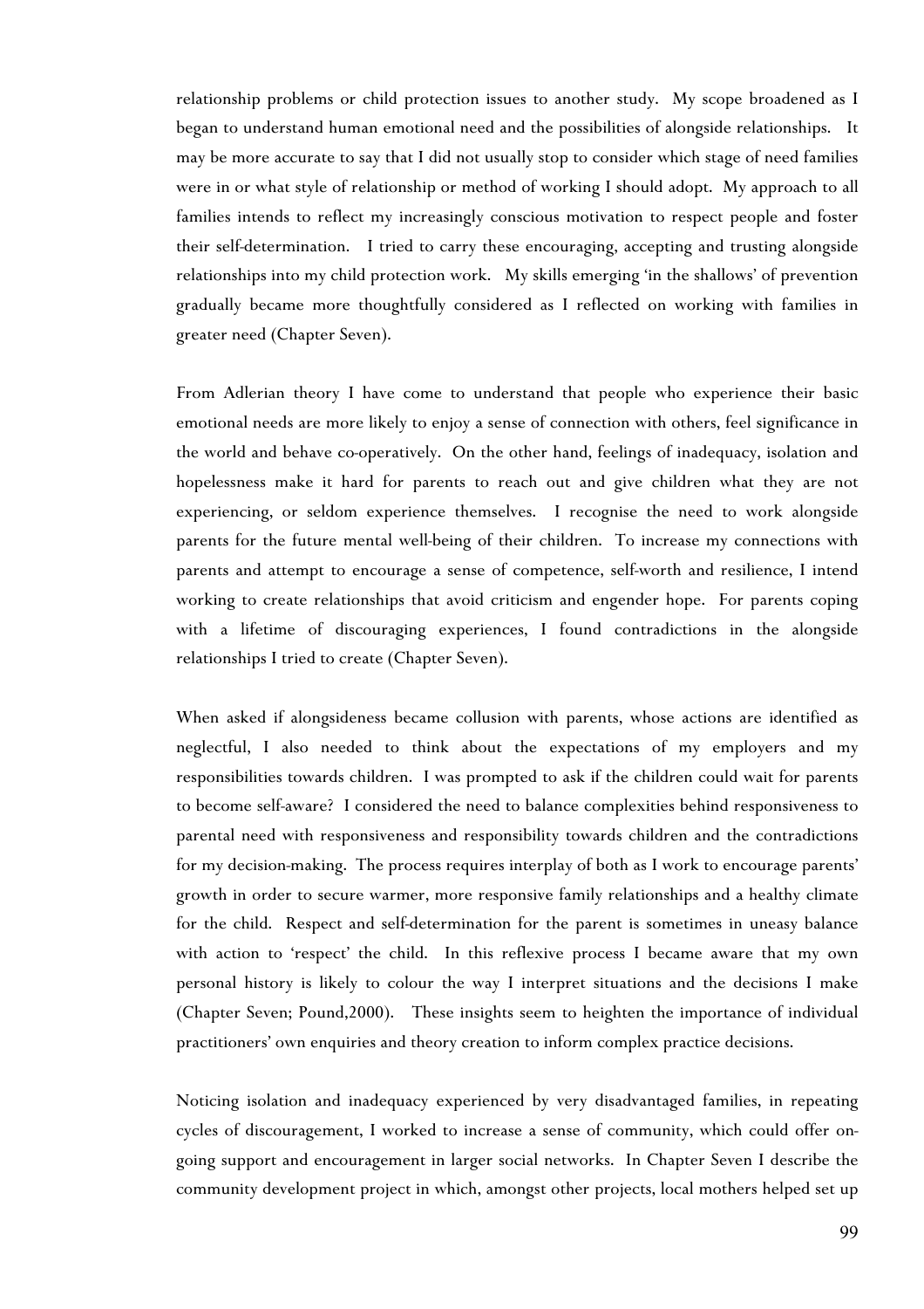relationship problems or child protection issues to another study. My scope broadened as I began to understand human emotional need and the possibilities of alongside relationships. It may be more accurate to say that I did not usually stop to consider which stage of need families were in or what style of relationship or method of working I should adopt. My approach to all families intends to reflect my increasingly conscious motivation to respect people and foster their self-determination. I tried to carry these encouraging, accepting and trusting alongside relationships into my child protection work. My skills emerging 'in the shallows' of prevention gradually became more thoughtfully considered as I reflected on working with families in greater need (Chapter Seven).

From Adlerian theory I have come to understand that people who experience their basic emotional needs are more likely to enjoy a sense of connection with others, feel significance in the world and behave co-operatively. On the other hand, feelings of inadequacy, isolation and hopelessness make it hard for parents to reach out and give children what they are not experiencing, or seldom experience themselves. I recognise the need to work alongside parents for the future mental well-being of their children. To increase my connections with parents and attempt to encourage a sense of competence, self-worth and resilience, I intend working to create relationships that avoid criticism and engender hope. For parents coping with a lifetime of discouraging experiences, I found contradictions in the alongside relationships I tried to create (Chapter Seven).

When asked if alongsideness became collusion with parents, whose actions are identified as neglectful, I also needed to think about the expectations of my employers and my responsibilities towards children. I was prompted to ask if the children could wait for parents to become self-aware? I considered the need to balance complexities behind responsiveness to parental need with responsiveness and responsibility towards children and the contradictions for my decision-making. The process requires interplay of both as I work to encourage parents' growth in order to secure warmer, more responsive family relationships and a healthy climate for the child. Respect and self-determination for the parent is sometimes in uneasy balance with action to 'respect' the child. In this reflexive process I became aware that my own personal history is likely to colour the way I interpret situations and the decisions I make (Chapter Seven; Pound,2000). These insights seem to heighten the importance of individual practitioners' own enquiries and theory creation to inform complex practice decisions.

Noticing isolation and inadequacy experienced by very disadvantaged families, in repeating cycles of discouragement, I worked to increase a sense of community, which could offer on-going support and encouragement in larger social networks. In Chapter Seven I describe the community development project in which, amongst other projects, local mothers helped set up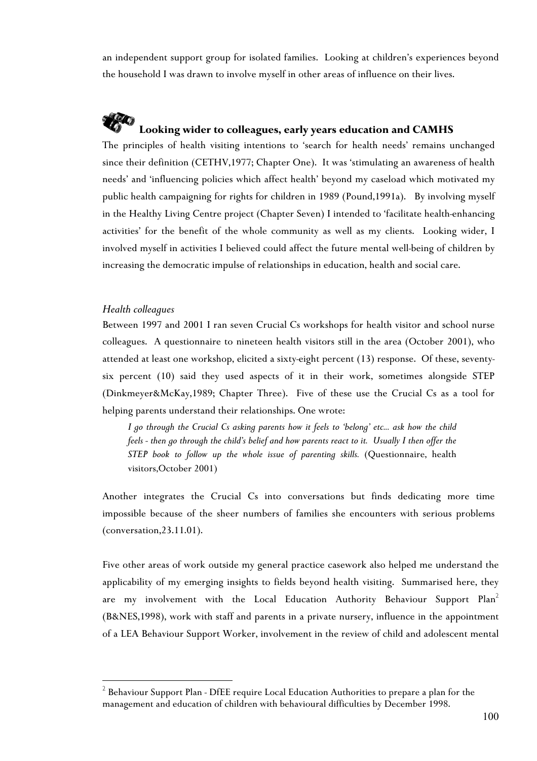an independent support group for isolated families. Looking at children's experiences beyond the household I was drawn to involve myself in other areas of influence on their lives.

## Looking wider to colleagues, early years education and CAMHS

The principles of health visiting intentions to 'search for health needs' remains unchanged since their definition (CETHV,1977; Chapter One). It was 'stimulating an awareness of health needs' and 'influencing policies which affect health' beyond my caseload which motivated my public health campaigning for rights for children in 1989 (Pound,1991a). By involving myself in the Healthy Living Centre project (Chapter Seven) I intended to 'facilitate health-enhancing activities' for the benefit of the whole community as well as my clients. Looking wider, I involved myself in activities I believed could affect the future mental well-being of children by increasing the democratic impulse of relationships in education, health and social care.

*Health colleagues*

Between 1997 and 2001 I ran seven Crucial Cs workshops for health visitor and school nurse colleagues. A questionnaire to nineteen health visitors still in the area (October 2001), who attended at least one workshop, elicited a sixty-eight percent (13) response. Of these, seventy-six percent (10) said they used aspects of it in their work, sometimes alongside STEP (Dinkmeyer&McKay,1989; Chapter Three). Five of these use the Crucial Cs as a tool for helping parents understand their relationships. One wrote:

> *I go through the Crucial Cs asking parents how it feels to 'belong' etc... ask how the child feels - then go through the child's belief and how parents react to it. Usually I then offer the STEP book to follow up the whole issue of parenting skills.* (Questionnaire, health visitors,October 2001)

Another integrates the Crucial Cs into conversations but finds dedicating more time impossible because of the sheer numbers of families she encounters with serious problems (conversation,23.11.01).

Five other areas of work outside my general practice casework also helped me understand the applicability of my emerging insights to fields beyond health visiting. Summarised here, they are my involvement with the Local Education Authority Behaviour Support Plan[2] (B&NES,1998), work with staff and parents in a private nursery, influence in the appointment of a LEA Behaviour Support Worker, involvement in the review of child and adolescent mental

[2] Behaviour Support Plan - DfEE require Local Education Authorities to prepare a plan for the management and education of children with behavioural difficulties by December 1998.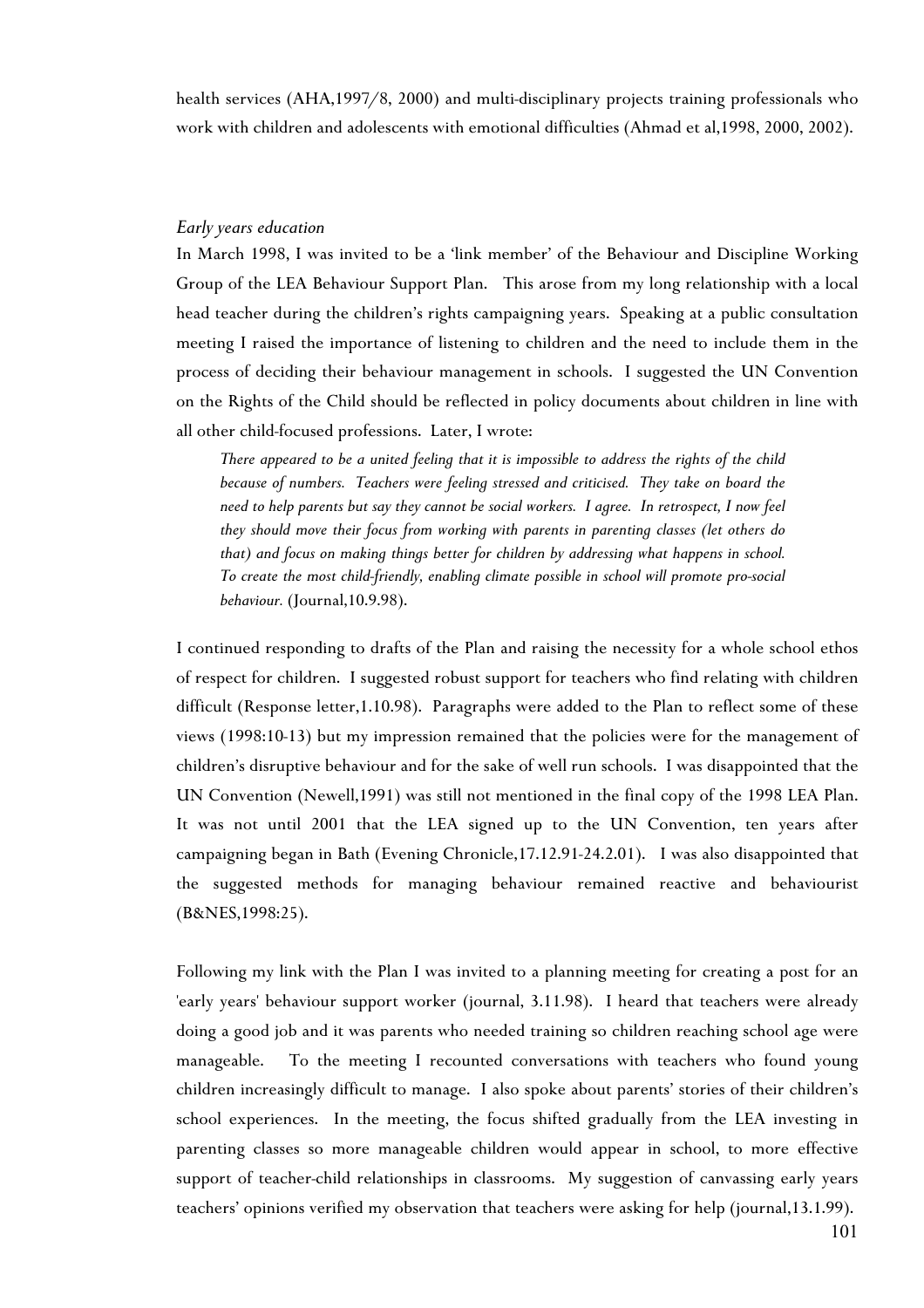health services (AHA,1997/8, 2000) and multi-disciplinary projects training professionals who work with children and adolescents with emotional difficulties (Ahmad et al,1998, 2000, 2002).

*Early years education*

In March 1998, I was invited to be a 'link member' of the Behaviour and Discipline Working Group of the LEA Behaviour Support Plan. This arose from my long relationship with a local head teacher during the children's rights campaigning years. Speaking at a public consultation meeting I raised the importance of listening to children and the need to include them in the process of deciding their behaviour management in schools. I suggested the UN Convention on the Rights of the Child should be reflected in policy documents about children in line with all other child-focused professions. Later, I wrote:

> *There appeared to be a united feeling that it is impossible to address the rights of the child because of numbers. Teachers were feeling stressed and criticised. They take on board the need to help parents but say they cannot be social workers. I agree. In retrospect, I now feel they should move their focus from working with parents in parenting classes (let others do that) and focus on making things better for children by addressing what happens in school. To create the most child-friendly, enabling climate possible in school will promote pro-social behaviour.* (Journal,10.9.98).

I continued responding to drafts of the Plan and raising the necessity for a whole school ethos of respect for children. I suggested robust support for teachers who find relating with children difficult (Response letter,1.10.98). Paragraphs were added to the Plan to reflect some of these views (1998:10-13) but my impression remained that the policies were for the management of children's disruptive behaviour and for the sake of well run schools. I was disappointed that the UN Convention (Newell,1991) was still not mentioned in the final copy of the 1998 LEA Plan. It was not until 2001 that the LEA signed up to the UN Convention, ten years after campaigning began in Bath (Evening Chronicle,17.12.91-24.2.01). I was also disappointed that the suggested methods for managing behaviour remained reactive and behaviourist (B&NES,1998:25).

Following my link with the Plan I was invited to a planning meeting for creating a post for an 'early years' behaviour support worker (journal, 3.11.98). I heard that teachers were already doing a good job and it was parents who needed training so children reaching school age were manageable. To the meeting I recounted conversations with teachers who found young children increasingly difficult to manage. I also spoke about parents' stories of their children's school experiences. In the meeting, the focus shifted gradually from the LEA investing in parenting classes so more manageable children would appear in school, to more effective support of teacher-child relationships in classrooms. My suggestion of canvassing early years teachers' opinions verified my observation that teachers were asking for help (journal,13.1.99).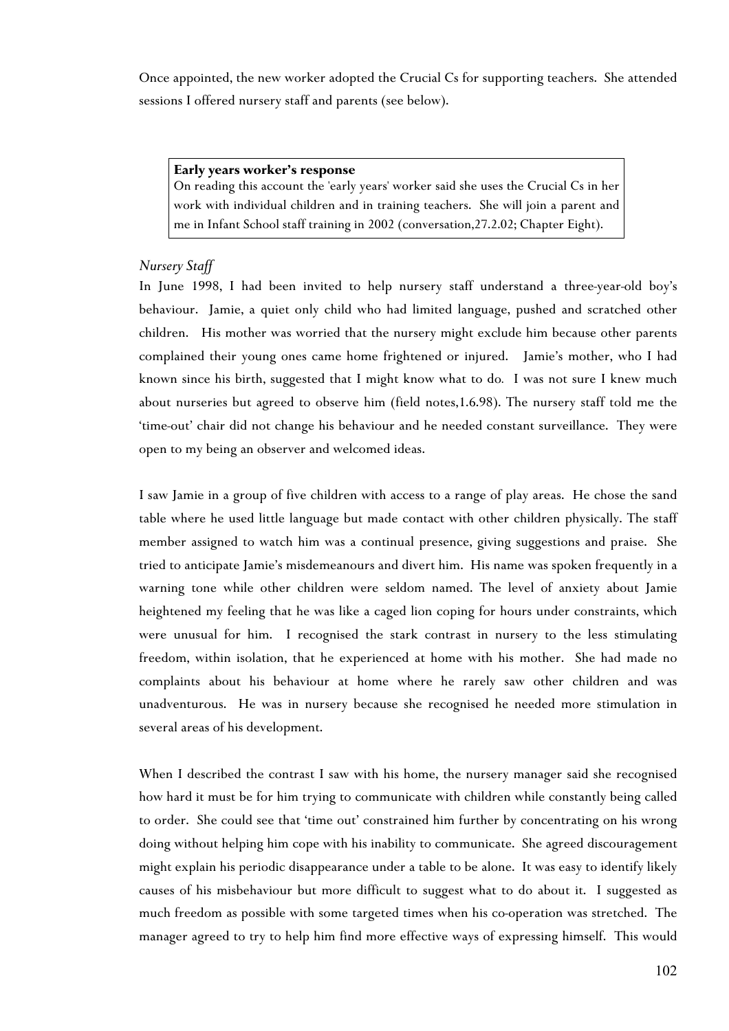Once appointed, the new worker adopted the Crucial Cs for supporting teachers. She attended sessions I offered nursery staff and parents (see below).

> **Early years worker's response**
> On reading this account the 'early years' worker said she uses the Crucial Cs in her work with individual children and in training teachers. She will join a parent and me in Infant School staff training in 2002 (conversation,27.2.02; Chapter Eight).

*Nursery Staff*

In June 1998, I had been invited to help nursery staff understand a three-year-old boy's behaviour. Jamie, a quiet only child who had limited language, pushed and scratched other children. His mother was worried that the nursery might exclude him because other parents complained their young ones came home frightened or injured. Jamie's mother, who I had known since his birth, suggested that I might know what to do. I was not sure I knew much about nurseries but agreed to observe him (field notes,1.6.98). The nursery staff told me the 'time-out' chair did not change his behaviour and he needed constant surveillance. They were open to my being an observer and welcomed ideas.

I saw Jamie in a group of five children with access to a range of play areas. He chose the sand table where he used little language but made contact with other children physically. The staff member assigned to watch him was a continual presence, giving suggestions and praise. She tried to anticipate Jamie's misdemeanours and divert him. His name was spoken frequently in a warning tone while other children were seldom named. The level of anxiety about Jamie heightened my feeling that he was like a caged lion coping for hours under constraints, which were unusual for him. I recognised the stark contrast in nursery to the less stimulating freedom, within isolation, that he experienced at home with his mother. She had made no complaints about his behaviour at home where he rarely saw other children and was unadventurous. He was in nursery because she recognised he needed more stimulation in several areas of his development.

When I described the contrast I saw with his home, the nursery manager said she recognised how hard it must be for him trying to communicate with children while constantly being called to order. She could see that 'time out' constrained him further by concentrating on his wrong doing without helping him cope with his inability to communicate. She agreed discouragement might explain his periodic disappearance under a table to be alone. It was easy to identify likely causes of his misbehaviour but more difficult to suggest what to do about it. I suggested as much freedom as possible with some targeted times when his co-operation was stretched. The manager agreed to try to help him find more effective ways of expressing himself. This would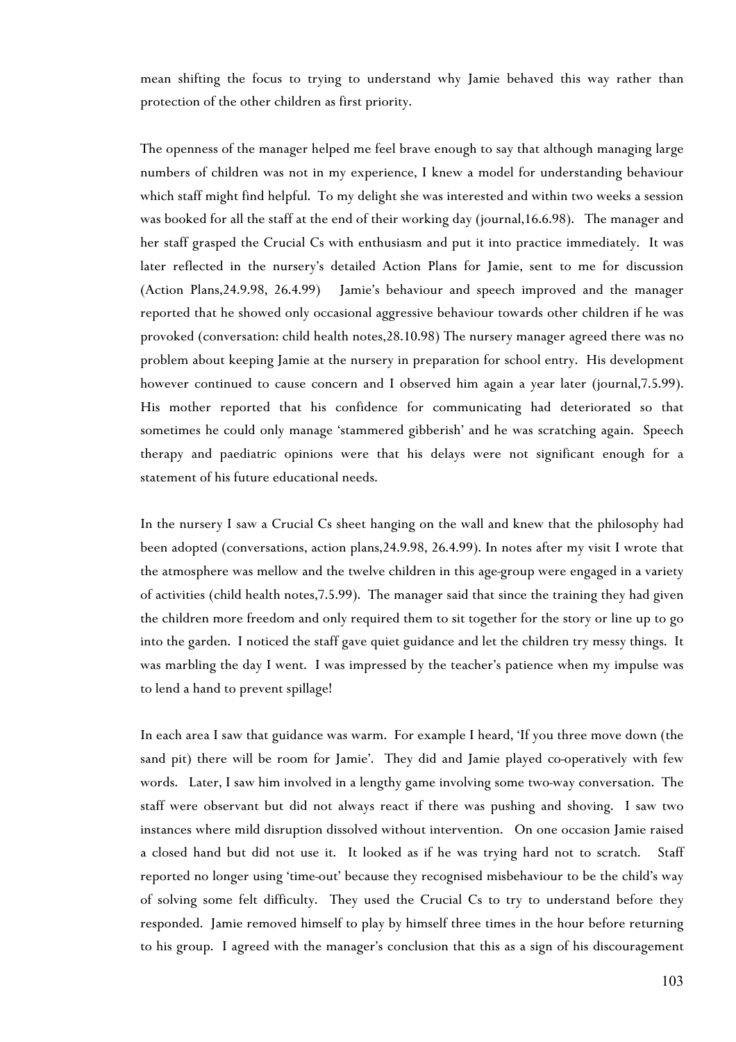mean shifting the focus to trying to understand why Jamie behaved this way rather than protection of the other children as first priority.

The openness of the manager helped me feel brave enough to say that although managing large numbers of children was not in my experience, I knew a model for understanding behaviour which staff might find helpful. To my delight she was interested and within two weeks a session was booked for all the staff at the end of their working day (journal,16.6.98). The manager and her staff grasped the Crucial Cs with enthusiasm and put it into practice immediately. It was later reflected in the nursery's detailed Action Plans for Jamie, sent to me for discussion (Action Plans,24.9.98, 26.4.99) Jamie's behaviour and speech improved and the manager reported that he showed only occasional aggressive behaviour towards other children if he was provoked (conversation: child health notes,28.10.98) The nursery manager agreed there was no problem about keeping Jamie at the nursery in preparation for school entry. His development however continued to cause concern and I observed him again a year later (journal,7.5.99). His mother reported that his confidence for communicating had deteriorated so that sometimes he could only manage 'stammered gibberish' and he was scratching again. Speech therapy and paediatric opinions were that his delays were not significant enough for a statement of his future educational needs.

In the nursery I saw a Crucial Cs sheet hanging on the wall and knew that the philosophy had been adopted (conversations, action plans,24.9.98, 26.4.99). In notes after my visit I wrote that the atmosphere was mellow and the twelve children in this age-group were engaged in a variety of activities (child health notes,7.5.99). The manager said that since the training they had given the children more freedom and only required them to sit together for the story or line up to go into the garden. I noticed the staff gave quiet guidance and let the children try messy things. It was marbling the day I went. I was impressed by the teacher's patience when my impulse was to lend a hand to prevent spillage!

In each area I saw that guidance was warm. For example I heard, 'If you three move down (the sand pit) there will be room for Jamie'. They did and Jamie played co-operatively with few words. Later, I saw him involved in a lengthy game involving some two-way conversation. The staff were observant but did not always react if there was pushing and shoving. I saw two instances where mild disruption dissolved without intervention. On one occasion Jamie raised a closed hand but did not use it. It looked as if he was trying hard not to scratch. Staff reported no longer using 'time-out' because they recognised misbehaviour to be the child's way of solving some felt difficulty. They used the Crucial Cs to try to understand before they responded. Jamie removed himself to play by himself three times in the hour before returning to his group. I agreed with the manager's conclusion that this as a sign of his discouragement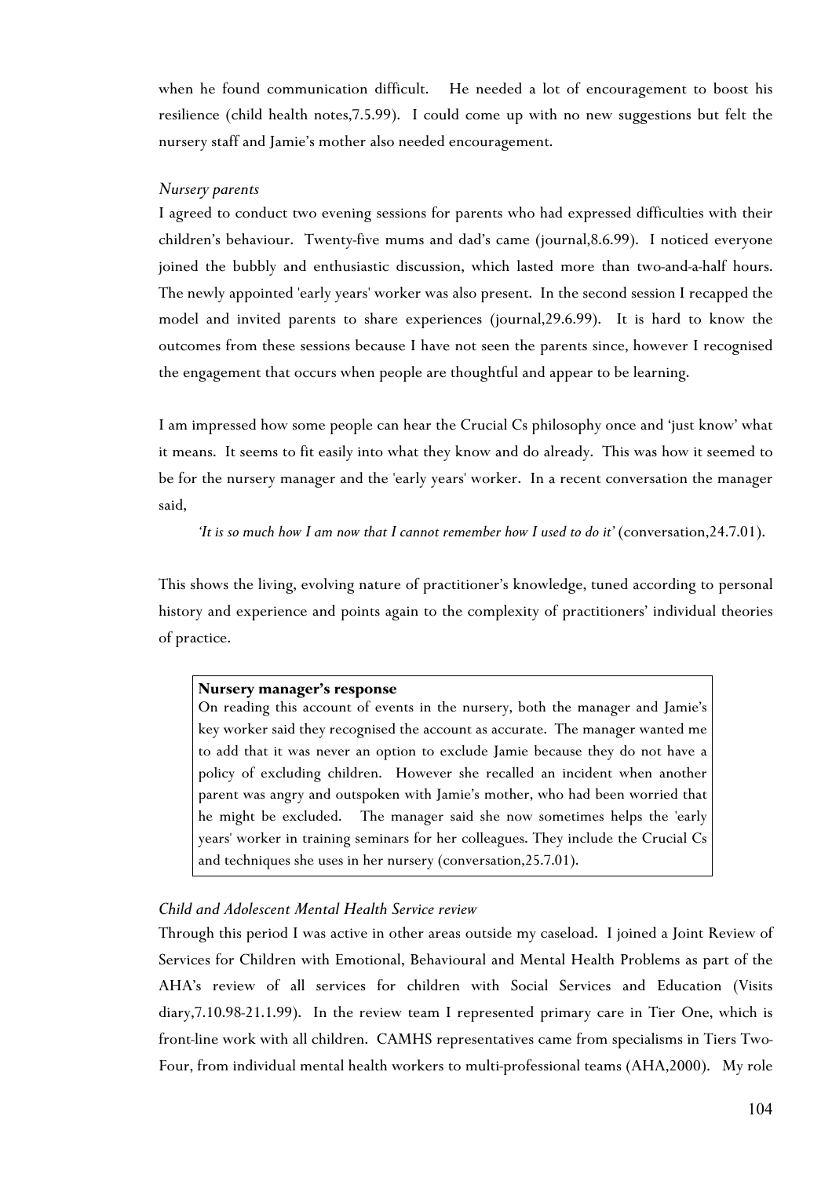when he found communication difficult. He needed a lot of encouragement to boost his resilience (child health notes,7.5.99). I could come up with no new suggestions but felt the nursery staff and Jamie's mother also needed encouragement.

*Nursery parents*

I agreed to conduct two evening sessions for parents who had expressed difficulties with their children's behaviour. Twenty-five mums and dad's came (journal,8.6.99). I noticed everyone joined the bubbly and enthusiastic discussion, which lasted more than two-and-a-half hours. The newly appointed 'early years' worker was also present. In the second session I recapped the model and invited parents to share experiences (journal,29.6.99). It is hard to know the outcomes from these sessions because I have not seen the parents since, however I recognised the engagement that occurs when people are thoughtful and appear to be learning.

I am impressed how some people can hear the Crucial Cs philosophy once and 'just know' what it means. It seems to fit easily into what they know and do already. This was how it seemed to be for the nursery manager and the 'early years' worker. In a recent conversation the manager said,

> *'It is so much how I am now that I cannot remember how I used to do it'* (conversation,24.7.01).

This shows the living, evolving nature of practitioner's knowledge, tuned according to personal history and experience and points again to the complexity of practitioners' individual theories of practice.

> **Nursery manager's response**
> On reading this account of events in the nursery, both the manager and Jamie's key worker said they recognised the account as accurate. The manager wanted me to add that it was never an option to exclude Jamie because they do not have a policy of excluding children. However she recalled an incident when another parent was angry and outspoken with Jamie's mother, who had been worried that he might be excluded. The manager said she now sometimes helps the 'early years' worker in training seminars for her colleagues. They include the Crucial Cs and techniques she uses in her nursery (conversation,25.7.01).

*Child and Adolescent Mental Health Service review*

Through this period I was active in other areas outside my caseload. I joined a Joint Review of Services for Children with Emotional, Behavioural and Mental Health Problems as part of the AHA's review of all services for children with Social Services and Education (Visits diary,7.10.98-21.1.99). In the review team I represented primary care in Tier One, which is front-line work with all children. CAMHS representatives came from specialisms in Tiers Two-Four, from individual mental health workers to multi-professional teams (AHA,2000). My role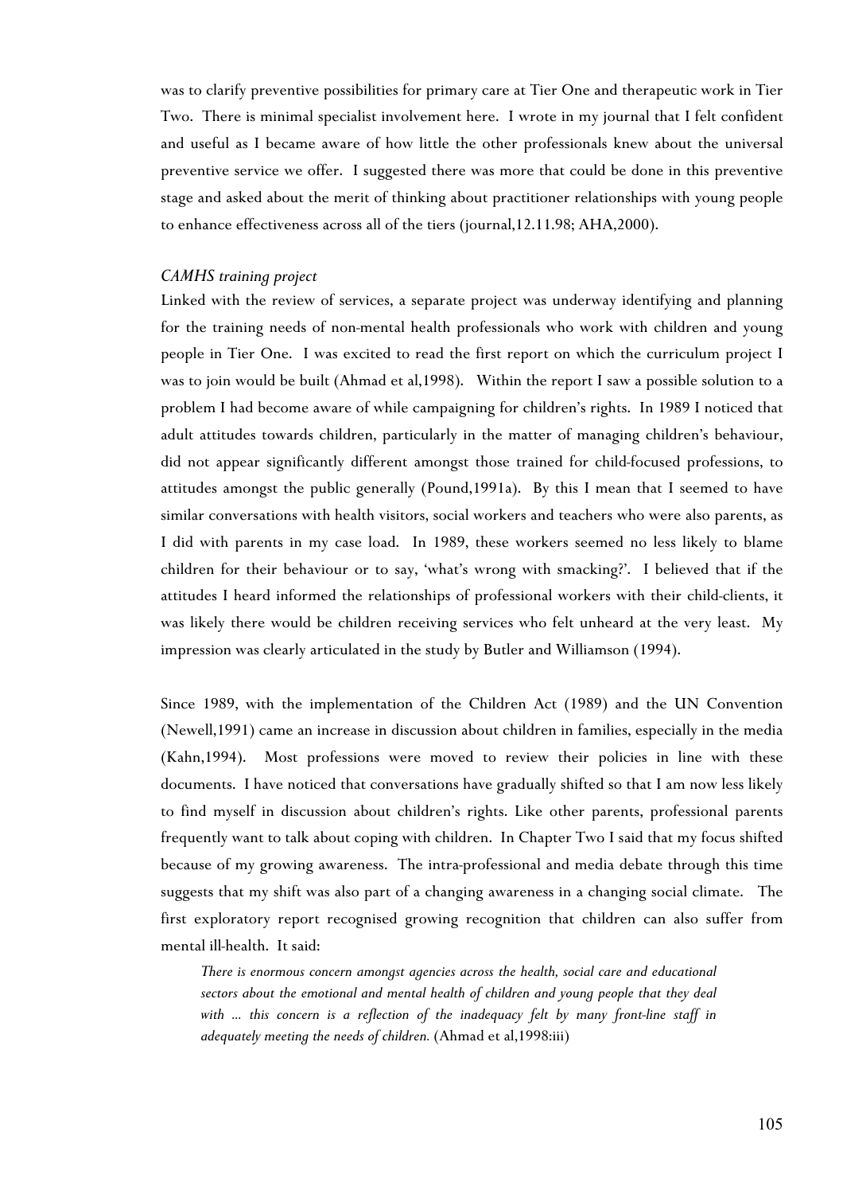was to clarify preventive possibilities for primary care at Tier One and therapeutic work in Tier Two. There is minimal specialist involvement here. I wrote in my journal that I felt confident and useful as I became aware of how little the other professionals knew about the universal preventive service we offer. I suggested there was more that could be done in this preventive stage and asked about the merit of thinking about practitioner relationships with young people to enhance effectiveness across all of the tiers (journal,12.11.98; AHA,2000).

*CAMHS training project*

Linked with the review of services, a separate project was underway identifying and planning for the training needs of non-mental health professionals who work with children and young people in Tier One. I was excited to read the first report on which the curriculum project I was to join would be built (Ahmad et al,1998). Within the report I saw a possible solution to a problem I had become aware of while campaigning for children's rights. In 1989 I noticed that adult attitudes towards children, particularly in the matter of managing children's behaviour, did not appear significantly different amongst those trained for child-focused professions, to attitudes amongst the public generally (Pound,1991a). By this I mean that I seemed to have similar conversations with health visitors, social workers and teachers who were also parents, as I did with parents in my case load. In 1989, these workers seemed no less likely to blame children for their behaviour or to say, 'what's wrong with smacking?'. I believed that if the attitudes I heard informed the relationships of professional workers with their child-clients, it was likely there would be children receiving services who felt unheard at the very least. My impression was clearly articulated in the study by Butler and Williamson (1994).

Since 1989, with the implementation of the Children Act (1989) and the UN Convention (Newell,1991) came an increase in discussion about children in families, especially in the media (Kahn,1994). Most professions were moved to review their policies in line with these documents. I have noticed that conversations have gradually shifted so that I am now less likely to find myself in discussion about children's rights. Like other parents, professional parents frequently want to talk about coping with children. In Chapter Two I said that my focus shifted because of my growing awareness. The intra-professional and media debate through this time suggests that my shift was also part of a changing awareness in a changing social climate. The first exploratory report recognised growing recognition that children can also suffer from mental ill-health. It said:

> *There is enormous concern amongst agencies across the health, social care and educational sectors about the emotional and mental health of children and young people that they deal with ... this concern is a reflection of the inadequacy felt by many front-line staff in adequately meeting the needs of children.* (Ahmad et al,1998:iii)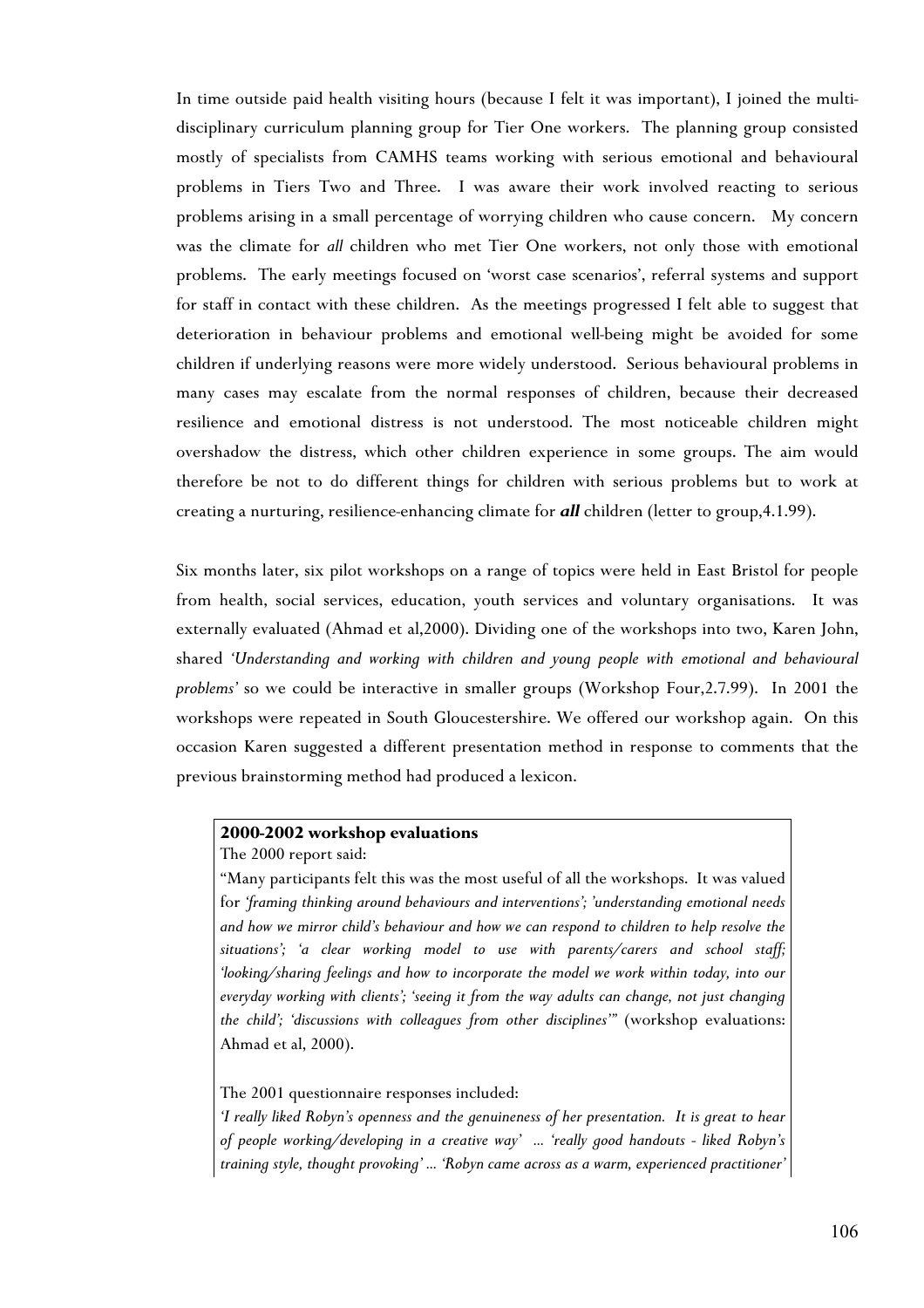In time outside paid health visiting hours (because I felt it was important), I joined the multi-disciplinary curriculum planning group for Tier One workers. The planning group consisted mostly of specialists from CAMHS teams working with serious emotional and behavioural problems in Tiers Two and Three. I was aware their work involved reacting to serious problems arising in a small percentage of worrying children who cause concern. My concern was the climate for *all* children who met Tier One workers, not only those with emotional problems. The early meetings focused on 'worst case scenarios', referral systems and support for staff in contact with these children. As the meetings progressed I felt able to suggest that deterioration in behaviour problems and emotional well-being might be avoided for some children if underlying reasons were more widely understood. Serious behavioural problems in many cases may escalate from the normal responses of children, because their decreased resilience and emotional distress is not understood. The most noticeable children might overshadow the distress, which other children experience in some groups. The aim would therefore be not to do different things for children with serious problems but to work at creating a nurturing, resilience-enhancing climate for ***all*** children (letter to group,4.1.99).

Six months later, six pilot workshops on a range of topics were held in East Bristol for people from health, social services, education, youth services and voluntary organisations. It was externally evaluated (Ahmad et al,2000). Dividing one of the workshops into two, Karen John, shared *'Understanding and working with children and young people with emotional and behavioural problems'* so we could be interactive in smaller groups (Workshop Four,2.7.99). In 2001 the workshops were repeated in South Gloucestershire. We offered our workshop again. On this occasion Karen suggested a different presentation method in response to comments that the previous brainstorming method had produced a lexicon.

**2000-2002 workshop evaluations**

The 2000 report said:

"Many participants felt this was the most useful of all the workshops. It was valued for *'framing thinking around behaviours and interventions'; 'understanding emotional needs and how we mirror child's behaviour and how we can respond to children to help resolve the situations'; 'a clear working model to use with parents/carers and school staff; 'looking/sharing feelings and how to incorporate the model we work within today, into our everyday working with clients'; 'seeing it from the way adults can change, not just changing the child'; 'discussions with colleagues from other disciplines'*" (workshop evaluations: Ahmad et al, 2000).

The 2001 questionnaire responses included:

*'I really liked Robyn's openness and the genuineness of her presentation. It is great to hear of people working/developing in a creative way' ... 'really good handouts - liked Robyn's training style, thought provoking' ... 'Robyn came across as a warm, experienced practitioner'*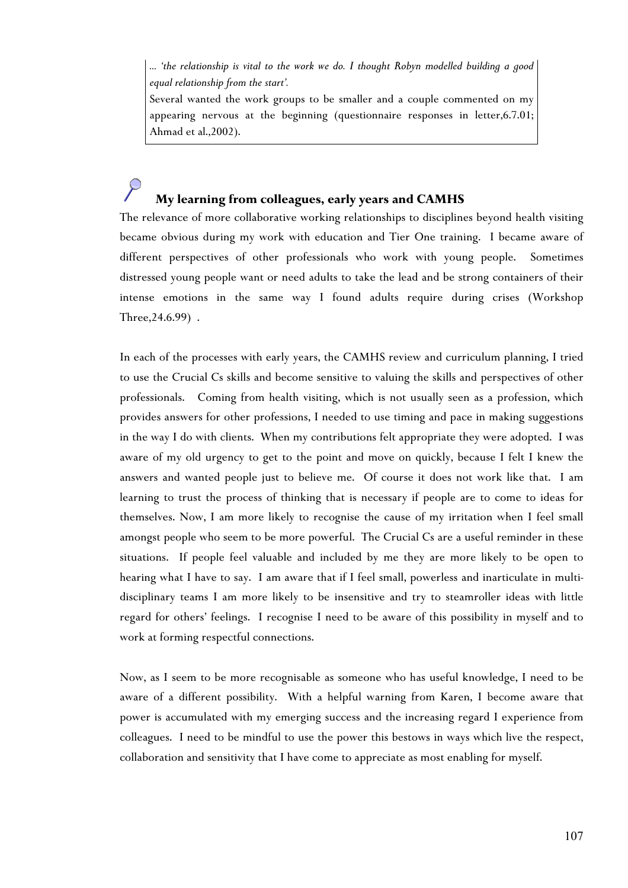> ... *'the relationship is vital to the work we do. I thought Robyn modelled building a good equal relationship from the start'.*
> Several wanted the work groups to be smaller and a couple commented on my appearing nervous at the beginning (questionnaire responses in letter,6.7.01; Ahmad et al.,2002).

## My learning from colleagues, early years and CAMHS

The relevance of more collaborative working relationships to disciplines beyond health visiting became obvious during my work with education and Tier One training. I became aware of different perspectives of other professionals who work with young people. Sometimes distressed young people want or need adults to take the lead and be strong containers of their intense emotions in the same way I found adults require during crises (Workshop Three,24.6.99) .

In each of the processes with early years, the CAMHS review and curriculum planning, I tried to use the Crucial Cs skills and become sensitive to valuing the skills and perspectives of other professionals. Coming from health visiting, which is not usually seen as a profession, which provides answers for other professions, I needed to use timing and pace in making suggestions in the way I do with clients. When my contributions felt appropriate they were adopted. I was aware of my old urgency to get to the point and move on quickly, because I felt I knew the answers and wanted people just to believe me. Of course it does not work like that. I am learning to trust the process of thinking that is necessary if people are to come to ideas for themselves. Now, I am more likely to recognise the cause of my irritation when I feel small amongst people who seem to be more powerful. The Crucial Cs are a useful reminder in these situations. If people feel valuable and included by me they are more likely to be open to hearing what I have to say. I am aware that if I feel small, powerless and inarticulate in multi-disciplinary teams I am more likely to be insensitive and try to steamroller ideas with little regard for others' feelings. I recognise I need to be aware of this possibility in myself and to work at forming respectful connections.

Now, as I seem to be more recognisable as someone who has useful knowledge, I need to be aware of a different possibility. With a helpful warning from Karen, I become aware that power is accumulated with my emerging success and the increasing regard I experience from colleagues. I need to be mindful to use the power this bestows in ways which live the respect, collaboration and sensitivity that I have come to appreciate as most enabling for myself.